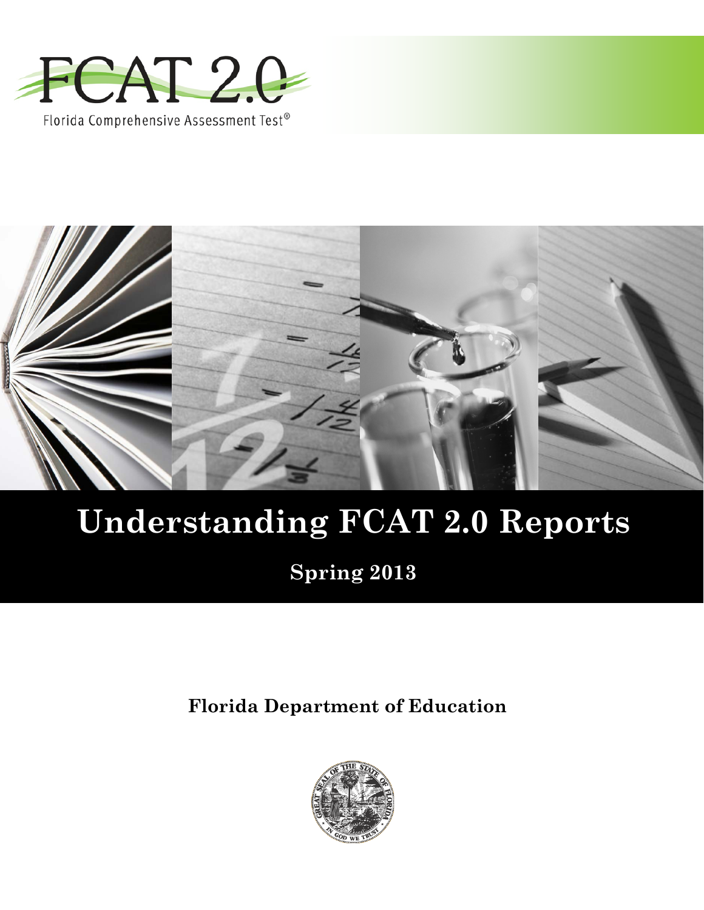FCAT 2.0

Florida Comprehensive Assessment Test®

# Understanding FCAT 2.0 Reports

## Spring 2013

**Florida Department of Education**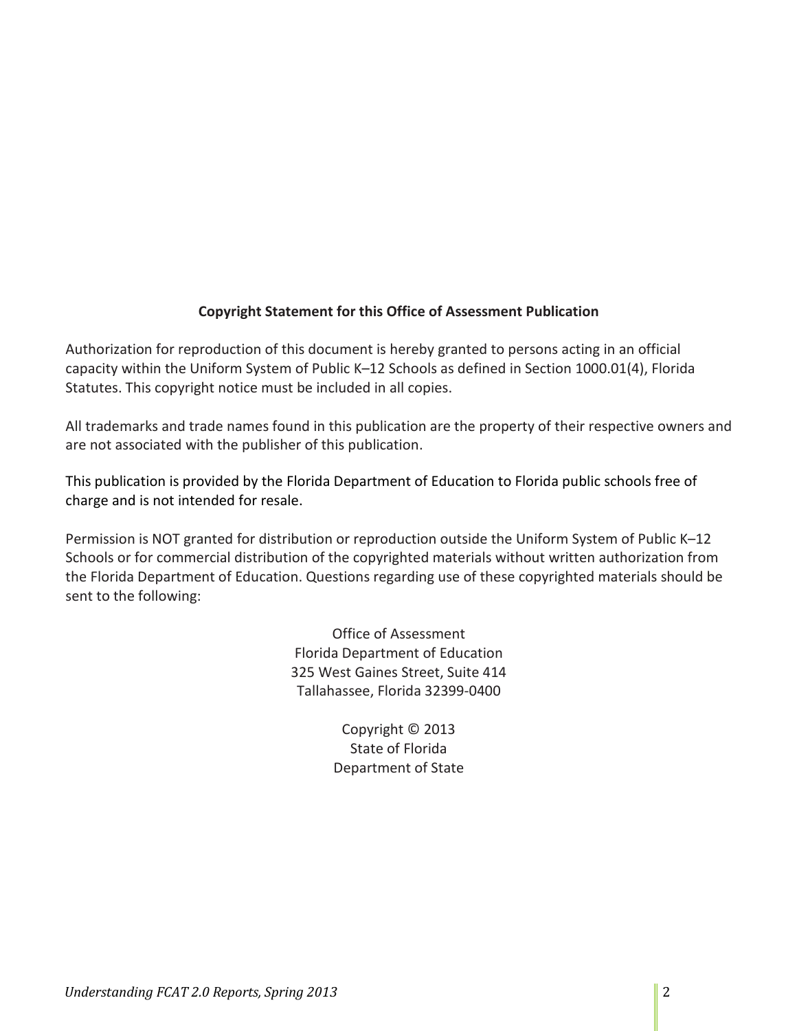**Copyright Statement for this Office of Assessment Publication**

Authorization for reproduction of this document is hereby granted to persons acting in an official capacity within the Uniform System of Public K–12 Schools as defined in Section 1000.01(4), Florida Statutes. This copyright notice must be included in all copies.

All trademarks and trade names found in this publication are the property of their respective owners and are not associated with the publisher of this publication.

This publication is provided by the Florida Department of Education to Florida public schools free of charge and is not intended for resale.

Permission is NOT granted for distribution or reproduction outside the Uniform System of Public K–12 Schools or for commercial distribution of the copyrighted materials without written authorization from the Florida Department of Education. Questions regarding use of these copyrighted materials should be sent to the following:

Office of Assessment
Florida Department of Education
325 West Gaines Street, Suite 414
Tallahassee, Florida 32399-0400

Copyright © 2013
State of Florida
Department of State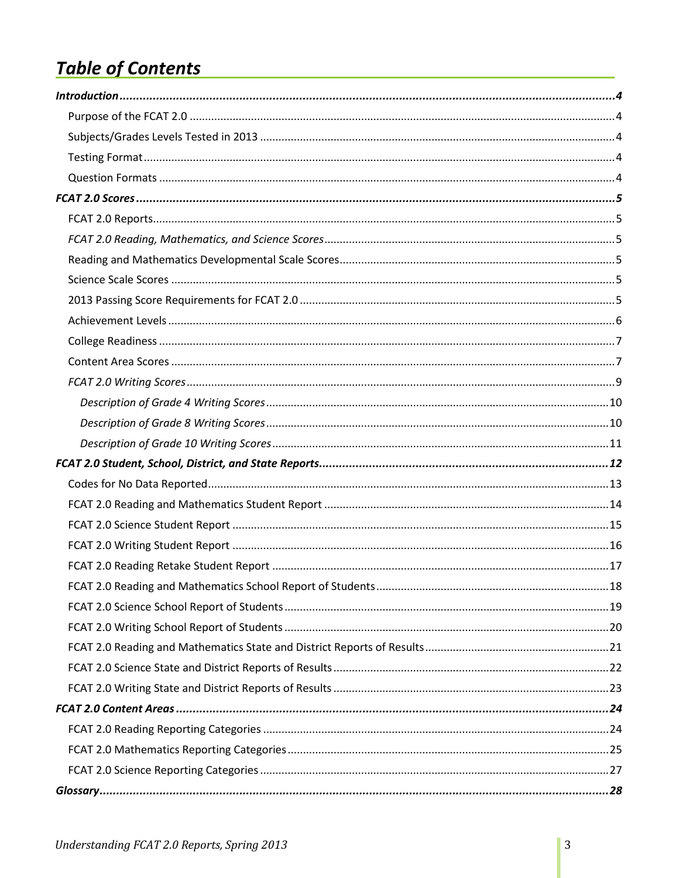# *Table of Contents*

***Introduction*** ........................................................................ ***4***

Purpose of the FCAT 2.0 ........................................................................ 4

Subjects/Grades Levels Tested in 2013 ........................................................................ 4

Testing Format ........................................................................ 4

Question Formats ........................................................................ 4

***FCAT 2.0 Scores*** ........................................................................ ***5***

FCAT 2.0 Reports ........................................................................ 5

*FCAT 2.0 Reading, Mathematics, and Science Scores* ........................................................................ 5

Reading and Mathematics Developmental Scale Scores ........................................................................ 5

Science Scale Scores ........................................................................ 5

2013 Passing Score Requirements for FCAT 2.0 ........................................................................ 5

Achievement Levels ........................................................................ 6

College Readiness ........................................................................ 7

Content Area Scores ........................................................................ 7

*FCAT 2.0 Writing Scores* ........................................................................ 9

*Description of Grade 4 Writing Scores* ........................................................................ 10

*Description of Grade 8 Writing Scores* ........................................................................ 10

*Description of Grade 10 Writing Scores* ........................................................................ 11

***FCAT 2.0 Student, School, District, and State Reports*** ........................................................................ ***12***

Codes for No Data Reported ........................................................................ 13

FCAT 2.0 Reading and Mathematics Student Report ........................................................................ 14

FCAT 2.0 Science Student Report ........................................................................ 15

FCAT 2.0 Writing Student Report ........................................................................ 16

FCAT 2.0 Reading Retake Student Report ........................................................................ 17

FCAT 2.0 Reading and Mathematics School Report of Students ........................................................................ 18

FCAT 2.0 Science School Report of Students ........................................................................ 19

FCAT 2.0 Writing School Report of Students ........................................................................ 20

FCAT 2.0 Reading and Mathematics State and District Reports of Results ........................................................................ 21

FCAT 2.0 Science State and District Reports of Results ........................................................................ 22

FCAT 2.0 Writing State and District Reports of Results ........................................................................ 23

***FCAT 2.0 Content Areas*** ........................................................................ ***24***

FCAT 2.0 Reading Reporting Categories ........................................................................ 24

FCAT 2.0 Mathematics Reporting Categories ........................................................................ 25

FCAT 2.0 Science Reporting Categories ........................................................................ 27

***Glossary*** ........................................................................ ***28***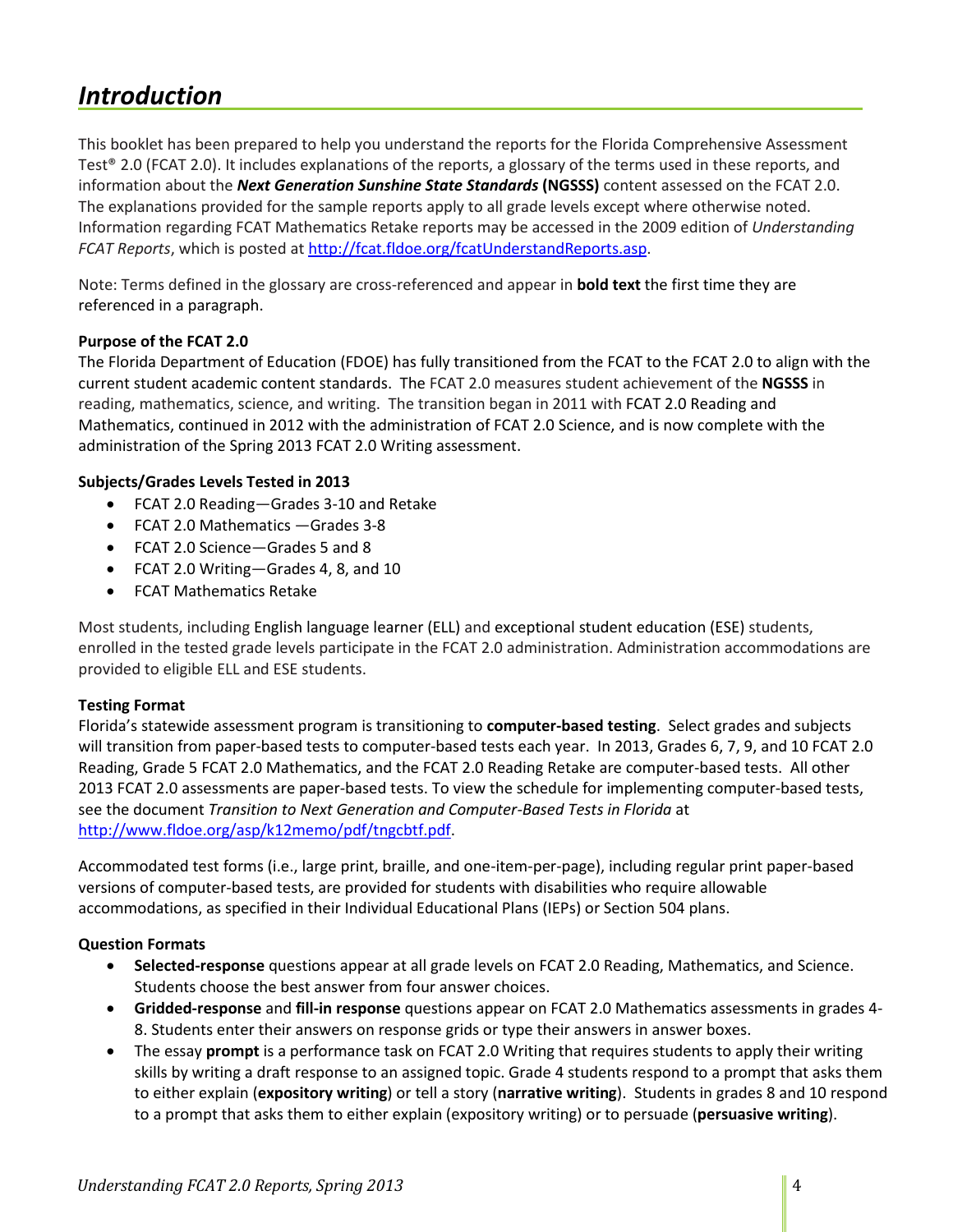# *Introduction*

This booklet has been prepared to help you understand the reports for the Florida Comprehensive Assessment Test® 2.0 (FCAT 2.0). It includes explanations of the reports, a glossary of the terms used in these reports, and information about the ***Next Generation Sunshine State Standards*** **(NGSSS)** content assessed on the FCAT 2.0. The explanations provided for the sample reports apply to all grade levels except where otherwise noted. Information regarding FCAT Mathematics Retake reports may be accessed in the 2009 edition of *Understanding FCAT Reports*, which is posted at http://fcat.fldoe.org/fcatUnderstandReports.asp.

Note: Terms defined in the glossary are cross-referenced and appear in **bold text** the first time they are referenced in a paragraph.

**Purpose of the FCAT 2.0**

The Florida Department of Education (FDOE) has fully transitioned from the FCAT to the FCAT 2.0 to align with the current student academic content standards. The FCAT 2.0 measures student achievement of the **NGSSS** in reading, mathematics, science, and writing. The transition began in 2011 with FCAT 2.0 Reading and Mathematics, continued in 2012 with the administration of FCAT 2.0 Science, and is now complete with the administration of the Spring 2013 FCAT 2.0 Writing assessment.

**Subjects/Grades Levels Tested in 2013**

- FCAT 2.0 Reading—Grades 3-10 and Retake
- FCAT 2.0 Mathematics —Grades 3-8
- FCAT 2.0 Science—Grades 5 and 8
- FCAT 2.0 Writing—Grades 4, 8, and 10
- FCAT Mathematics Retake

Most students, including English language learner (ELL) and exceptional student education (ESE) students, enrolled in the tested grade levels participate in the FCAT 2.0 administration. Administration accommodations are provided to eligible ELL and ESE students.

**Testing Format**

Florida's statewide assessment program is transitioning to **computer-based testing**. Select grades and subjects will transition from paper-based tests to computer-based tests each year. In 2013, Grades 6, 7, 9, and 10 FCAT 2.0 Reading, Grade 5 FCAT 2.0 Mathematics, and the FCAT 2.0 Reading Retake are computer-based tests. All other 2013 FCAT 2.0 assessments are paper-based tests. To view the schedule for implementing computer-based tests, see the document *Transition to Next Generation and Computer-Based Tests in Florida* at http://www.fldoe.org/asp/k12memo/pdf/tngcbtf.pdf.

Accommodated test forms (i.e., large print, braille, and one-item-per-page), including regular print paper-based versions of computer-based tests, are provided for students with disabilities who require allowable accommodations, as specified in their Individual Educational Plans (IEPs) or Section 504 plans.

**Question Formats**

- **Selected-response** questions appear at all grade levels on FCAT 2.0 Reading, Mathematics, and Science. Students choose the best answer from four answer choices.
- **Gridded-response** and **fill-in response** questions appear on FCAT 2.0 Mathematics assessments in grades 4-8. Students enter their answers on response grids or type their answers in answer boxes.
- The essay **prompt** is a performance task on FCAT 2.0 Writing that requires students to apply their writing skills by writing a draft response to an assigned topic. Grade 4 students respond to a prompt that asks them to either explain (**expository writing**) or tell a story (**narrative writing**). Students in grades 8 and 10 respond to a prompt that asks them to either explain (expository writing) or to persuade (**persuasive writing**).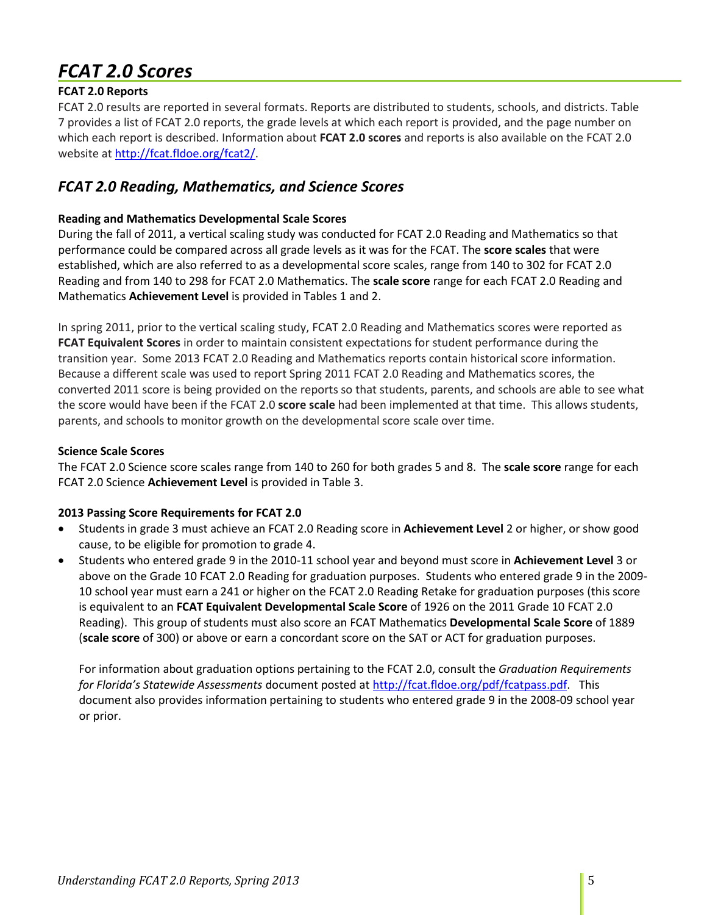# *FCAT 2.0 Scores*

**FCAT 2.0 Reports**

FCAT 2.0 results are reported in several formats. Reports are distributed to students, schools, and districts. Table 7 provides a list of FCAT 2.0 reports, the grade levels at which each report is provided, and the page number on which each report is described. Information about **FCAT 2.0 scores** and reports is also available on the FCAT 2.0 website at http://fcat.fldoe.org/fcat2/.

## *FCAT 2.0 Reading, Mathematics, and Science Scores*

**Reading and Mathematics Developmental Scale Scores**

During the fall of 2011, a vertical scaling study was conducted for FCAT 2.0 Reading and Mathematics so that performance could be compared across all grade levels as it was for the FCAT. The **score scales** that were established, which are also referred to as a developmental score scales, range from 140 to 302 for FCAT 2.0 Reading and from 140 to 298 for FCAT 2.0 Mathematics. The **scale score** range for each FCAT 2.0 Reading and Mathematics **Achievement Level** is provided in Tables 1 and 2.

In spring 2011, prior to the vertical scaling study, FCAT 2.0 Reading and Mathematics scores were reported as **FCAT Equivalent Scores** in order to maintain consistent expectations for student performance during the transition year. Some 2013 FCAT 2.0 Reading and Mathematics reports contain historical score information. Because a different scale was used to report Spring 2011 FCAT 2.0 Reading and Mathematics scores, the converted 2011 score is being provided on the reports so that students, parents, and schools are able to see what the score would have been if the FCAT 2.0 **score scale** had been implemented at that time. This allows students, parents, and schools to monitor growth on the developmental score scale over time.

**Science Scale Scores**

The FCAT 2.0 Science score scales range from 140 to 260 for both grades 5 and 8. The **scale score** range for each FCAT 2.0 Science **Achievement Level** is provided in Table 3.

**2013 Passing Score Requirements for FCAT 2.0**

- Students in grade 3 must achieve an FCAT 2.0 Reading score in **Achievement Level** 2 or higher, or show good cause, to be eligible for promotion to grade 4.
- Students who entered grade 9 in the 2010-11 school year and beyond must score in **Achievement Level** 3 or above on the Grade 10 FCAT 2.0 Reading for graduation purposes. Students who entered grade 9 in the 2009-10 school year must earn a 241 or higher on the FCAT 2.0 Reading Retake for graduation purposes (this score is equivalent to an **FCAT Equivalent Developmental Scale Score** of 1926 on the 2011 Grade 10 FCAT 2.0 Reading). This group of students must also score an FCAT Mathematics **Developmental Scale Score** of 1889 (**scale score** of 300) or above or earn a concordant score on the SAT or ACT for graduation purposes.

  For information about graduation options pertaining to the FCAT 2.0, consult the *Graduation Requirements for Florida's Statewide Assessments* document posted at http://fcat.fldoe.org/pdf/fcatpass.pdf. This document also provides information pertaining to students who entered grade 9 in the 2008-09 school year or prior.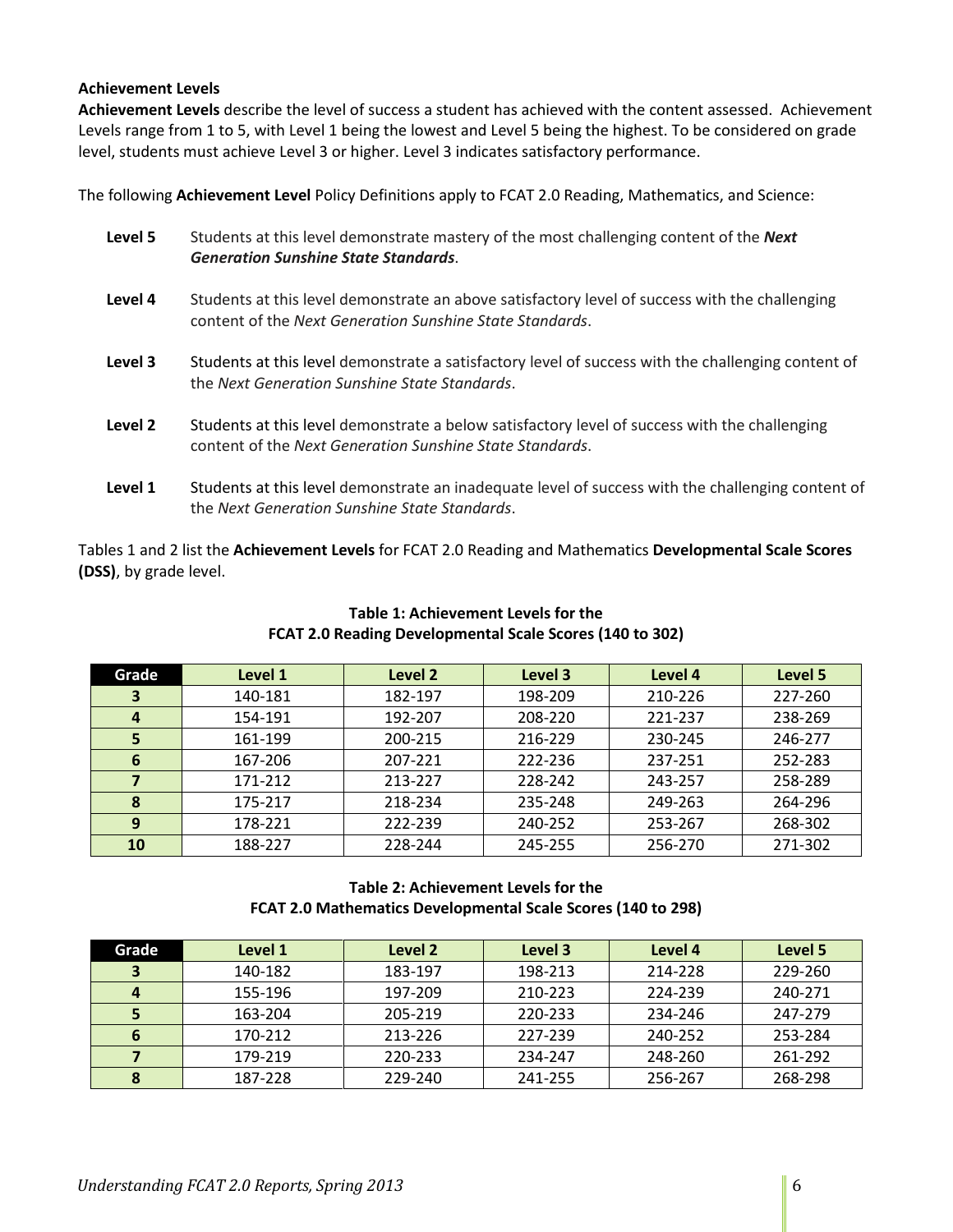### Achievement Levels

**Achievement Levels** describe the level of success a student has achieved with the content assessed. Achievement Levels range from 1 to 5, with Level 1 being the lowest and Level 5 being the highest. To be considered on grade level, students must achieve Level 3 or higher. Level 3 indicates satisfactory performance.

The following **Achievement Level** Policy Definitions apply to FCAT 2.0 Reading, Mathematics, and Science:

**Level 5** Students at this level demonstrate mastery of the most challenging content of the ***Next Generation Sunshine State Standards***.

**Level 4** Students at this level demonstrate an above satisfactory level of success with the challenging content of the *Next Generation Sunshine State Standards*.

**Level 3** Students at this level demonstrate a satisfactory level of success with the challenging content of the *Next Generation Sunshine State Standards*.

**Level 2** Students at this level demonstrate a below satisfactory level of success with the challenging content of the *Next Generation Sunshine State Standards*.

**Level 1** Students at this level demonstrate an inadequate level of success with the challenging content of the *Next Generation Sunshine State Standards*.

Tables 1 and 2 list the **Achievement Levels** for FCAT 2.0 Reading and Mathematics **Developmental Scale Scores (DSS)**, by grade level.

**Table 1: Achievement Levels for the FCAT 2.0 Reading Developmental Scale Scores (140 to 302)**

| Grade | Level 1 | Level 2 | Level 3 | Level 4 | Level 5 |
|---|---|---|---|---|---|
| 3 | 140-181 | 182-197 | 198-209 | 210-226 | 227-260 |
| 4 | 154-191 | 192-207 | 208-220 | 221-237 | 238-269 |
| 5 | 161-199 | 200-215 | 216-229 | 230-245 | 246-277 |
| 6 | 167-206 | 207-221 | 222-236 | 237-251 | 252-283 |
| 7 | 171-212 | 213-227 | 228-242 | 243-257 | 258-289 |
| 8 | 175-217 | 218-234 | 235-248 | 249-263 | 264-296 |
| 9 | 178-221 | 222-239 | 240-252 | 253-267 | 268-302 |
| 10 | 188-227 | 228-244 | 245-255 | 256-270 | 271-302 |

**Table 2: Achievement Levels for the FCAT 2.0 Mathematics Developmental Scale Scores (140 to 298)**

| Grade | Level 1 | Level 2 | Level 3 | Level 4 | Level 5 |
|---|---|---|---|---|---|
| 3 | 140-182 | 183-197 | 198-213 | 214-228 | 229-260 |
| 4 | 155-196 | 197-209 | 210-223 | 224-239 | 240-271 |
| 5 | 163-204 | 205-219 | 220-233 | 234-246 | 247-279 |
| 6 | 170-212 | 213-226 | 227-239 | 240-252 | 253-284 |
| 7 | 179-219 | 220-233 | 234-247 | 248-260 | 261-292 |
| 8 | 187-228 | 229-240 | 241-255 | 256-267 | 268-298 |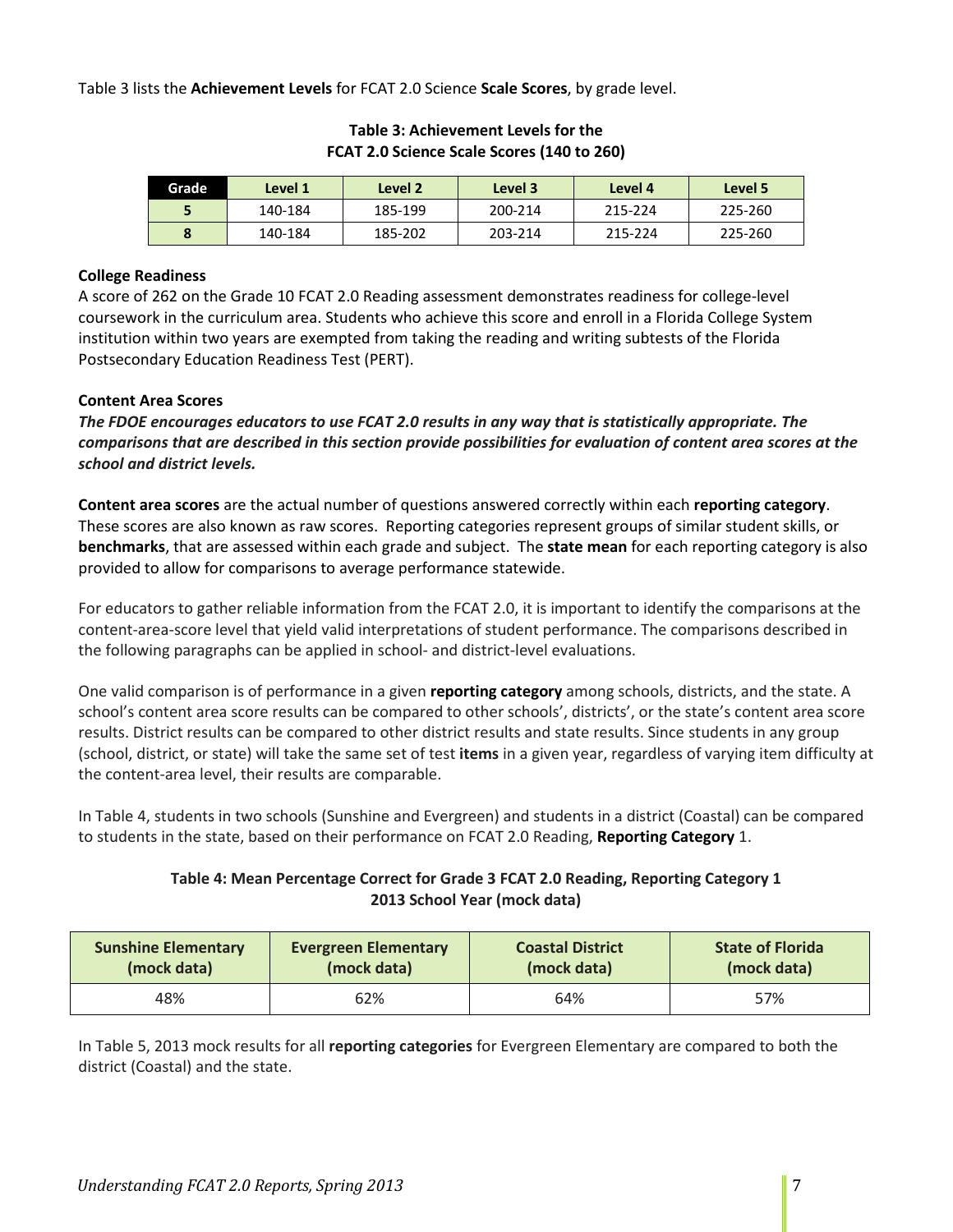Table 3 lists the **Achievement Levels** for FCAT 2.0 Science **Scale Scores**, by grade level.

**Table 3: Achievement Levels for the FCAT 2.0 Science Scale Scores (140 to 260)**

| Grade | Level 1 | Level 2 | Level 3 | Level 4 | Level 5 |
|---|---|---|---|---|---|
| 5 | 140-184 | 185-199 | 200-214 | 215-224 | 225-260 |
| 8 | 140-184 | 185-202 | 203-214 | 215-224 | 225-260 |

### College Readiness

A score of 262 on the Grade 10 FCAT 2.0 Reading assessment demonstrates readiness for college-level coursework in the curriculum area. Students who achieve this score and enroll in a Florida College System institution within two years are exempted from taking the reading and writing subtests of the Florida Postsecondary Education Readiness Test (PERT).

### Content Area Scores

***The FDOE encourages educators to use FCAT 2.0 results in any way that is statistically appropriate. The comparisons that are described in this section provide possibilities for evaluation of content area scores at the school and district levels.***

**Content area scores** are the actual number of questions answered correctly within each **reporting category**. These scores are also known as raw scores. Reporting categories represent groups of similar student skills, or **benchmarks**, that are assessed within each grade and subject. The **state mean** for each reporting category is also provided to allow for comparisons to average performance statewide.

For educators to gather reliable information from the FCAT 2.0, it is important to identify the comparisons at the content-area-score level that yield valid interpretations of student performance. The comparisons described in the following paragraphs can be applied in school- and district-level evaluations.

One valid comparison is of performance in a given **reporting category** among schools, districts, and the state. A school's content area score results can be compared to other schools', districts', or the state's content area score results. District results can be compared to other district results and state results. Since students in any group (school, district, or state) will take the same set of test **items** in a given year, regardless of varying item difficulty at the content-area level, their results are comparable.

In Table 4, students in two schools (Sunshine and Evergreen) and students in a district (Coastal) can be compared to students in the state, based on their performance on FCAT 2.0 Reading, **Reporting Category** 1.

**Table 4: Mean Percentage Correct for Grade 3 FCAT 2.0 Reading, Reporting Category 1 2013 School Year (mock data)**

| Sunshine Elementary (mock data) | Evergreen Elementary (mock data) | Coastal District (mock data) | State of Florida (mock data) |
|---|---|---|---|
| 48% | 62% | 64% | 57% |

In Table 5, 2013 mock results for all **reporting categories** for Evergreen Elementary are compared to both the district (Coastal) and the state.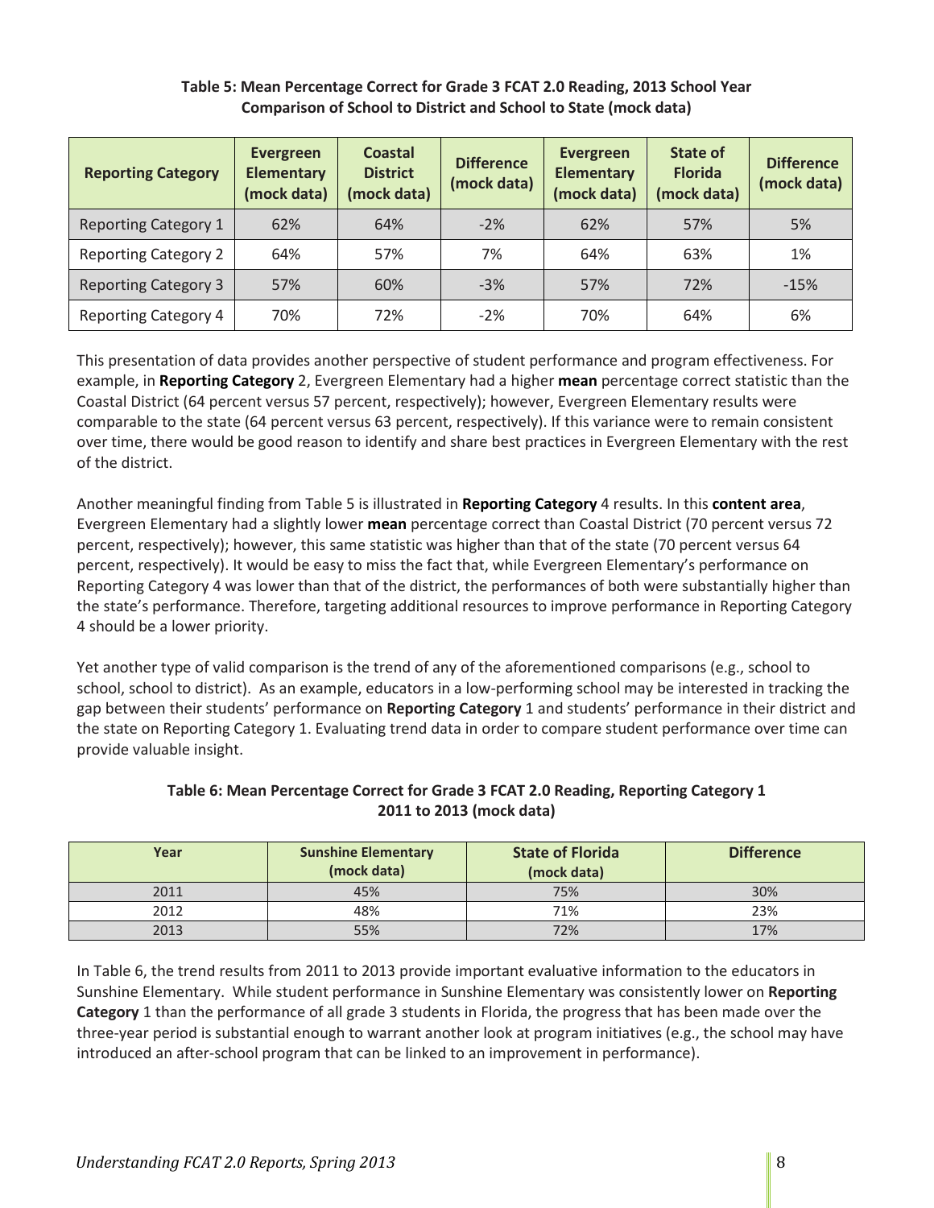**Table 5: Mean Percentage Correct for Grade 3 FCAT 2.0 Reading, 2013 School Year Comparison of School to District and School to State (mock data)**

| Reporting Category | Evergreen Elementary (mock data) | Coastal District (mock data) | Difference (mock data) | Evergreen Elementary (mock data) | State of Florida (mock data) | Difference (mock data) |
|---|---|---|---|---|---|---|
| Reporting Category 1 | 62% | 64% | -2% | 62% | 57% | 5% |
| Reporting Category 2 | 64% | 57% | 7% | 64% | 63% | 1% |
| Reporting Category 3 | 57% | 60% | -3% | 57% | 72% | -15% |
| Reporting Category 4 | 70% | 72% | -2% | 70% | 64% | 6% |

This presentation of data provides another perspective of student performance and program effectiveness. For example, in **Reporting Category** 2, Evergreen Elementary had a higher **mean** percentage correct statistic than the Coastal District (64 percent versus 57 percent, respectively); however, Evergreen Elementary results were comparable to the state (64 percent versus 63 percent, respectively). If this variance were to remain consistent over time, there would be good reason to identify and share best practices in Evergreen Elementary with the rest of the district.

Another meaningful finding from Table 5 is illustrated in **Reporting Category** 4 results. In this **content area**, Evergreen Elementary had a slightly lower **mean** percentage correct than Coastal District (70 percent versus 72 percent, respectively); however, this same statistic was higher than that of the state (70 percent versus 64 percent, respectively). It would be easy to miss the fact that, while Evergreen Elementary's performance on Reporting Category 4 was lower than that of the district, the performances of both were substantially higher than the state's performance. Therefore, targeting additional resources to improve performance in Reporting Category 4 should be a lower priority.

Yet another type of valid comparison is the trend of any of the aforementioned comparisons (e.g., school to school, school to district). As an example, educators in a low-performing school may be interested in tracking the gap between their students' performance on **Reporting Category** 1 and students' performance in their district and the state on Reporting Category 1. Evaluating trend data in order to compare student performance over time can provide valuable insight.

**Table 6: Mean Percentage Correct for Grade 3 FCAT 2.0 Reading, Reporting Category 1 2011 to 2013 (mock data)**

| Year | Sunshine Elementary (mock data) | State of Florida (mock data) | Difference |
|---|---|---|---|
| 2011 | 45% | 75% | 30% |
| 2012 | 48% | 71% | 23% |
| 2013 | 55% | 72% | 17% |

In Table 6, the trend results from 2011 to 2013 provide important evaluative information to the educators in Sunshine Elementary. While student performance in Sunshine Elementary was consistently lower on **Reporting Category** 1 than the performance of all grade 3 students in Florida, the progress that has been made over the three-year period is substantial enough to warrant another look at program initiatives (e.g., the school may have introduced an after-school program that can be linked to an improvement in performance).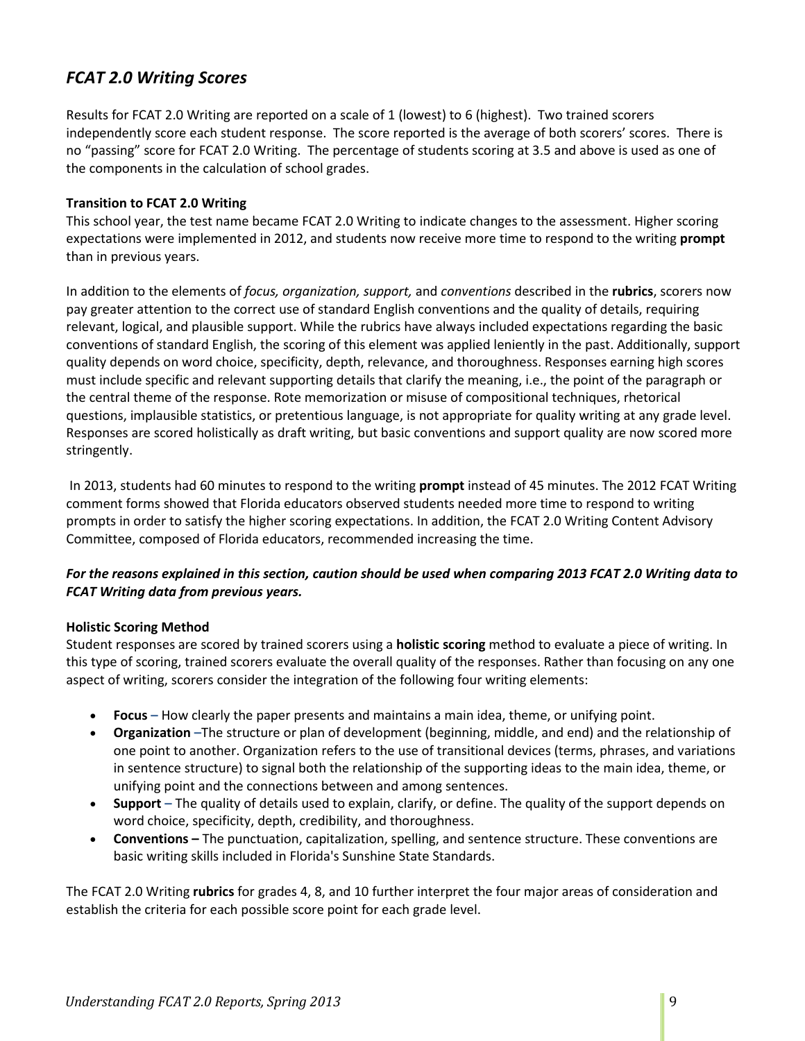## *FCAT 2.0 Writing Scores*

Results for FCAT 2.0 Writing are reported on a scale of 1 (lowest) to 6 (highest). Two trained scorers independently score each student response. The score reported is the average of both scorers' scores. There is no "passing" score for FCAT 2.0 Writing. The percentage of students scoring at 3.5 and above is used as one of the components in the calculation of school grades.

**Transition to FCAT 2.0 Writing**

This school year, the test name became FCAT 2.0 Writing to indicate changes to the assessment. Higher scoring expectations were implemented in 2012, and students now receive more time to respond to the writing **prompt** than in previous years.

In addition to the elements of *focus, organization, support,* and *conventions* described in the **rubrics**, scorers now pay greater attention to the correct use of standard English conventions and the quality of details, requiring relevant, logical, and plausible support. While the rubrics have always included expectations regarding the basic conventions of standard English, the scoring of this element was applied leniently in the past. Additionally, support quality depends on word choice, specificity, depth, relevance, and thoroughness. Responses earning high scores must include specific and relevant supporting details that clarify the meaning, i.e., the point of the paragraph or the central theme of the response. Rote memorization or misuse of compositional techniques, rhetorical questions, implausible statistics, or pretentious language, is not appropriate for quality writing at any grade level. Responses are scored holistically as draft writing, but basic conventions and support quality are now scored more stringently.

In 2013, students had 60 minutes to respond to the writing **prompt** instead of 45 minutes. The 2012 FCAT Writing comment forms showed that Florida educators observed students needed more time to respond to writing prompts in order to satisfy the higher scoring expectations. In addition, the FCAT 2.0 Writing Content Advisory Committee, composed of Florida educators, recommended increasing the time.

***For the reasons explained in this section, caution should be used when comparing 2013 FCAT 2.0 Writing data to FCAT Writing data from previous years.***

**Holistic Scoring Method**

Student responses are scored by trained scorers using a **holistic scoring** method to evaluate a piece of writing. In this type of scoring, trained scorers evaluate the overall quality of the responses. Rather than focusing on any one aspect of writing, scorers consider the integration of the following four writing elements:

- **Focus** – How clearly the paper presents and maintains a main idea, theme, or unifying point.
- **Organization** –The structure or plan of development (beginning, middle, and end) and the relationship of one point to another. Organization refers to the use of transitional devices (terms, phrases, and variations in sentence structure) to signal both the relationship of the supporting ideas to the main idea, theme, or unifying point and the connections between and among sentences.
- **Support** – The quality of details used to explain, clarify, or define. The quality of the support depends on word choice, specificity, depth, credibility, and thoroughness.
- **Conventions** – The punctuation, capitalization, spelling, and sentence structure. These conventions are basic writing skills included in Florida's Sunshine State Standards.

The FCAT 2.0 Writing **rubrics** for grades 4, 8, and 10 further interpret the four major areas of consideration and establish the criteria for each possible score point for each grade level.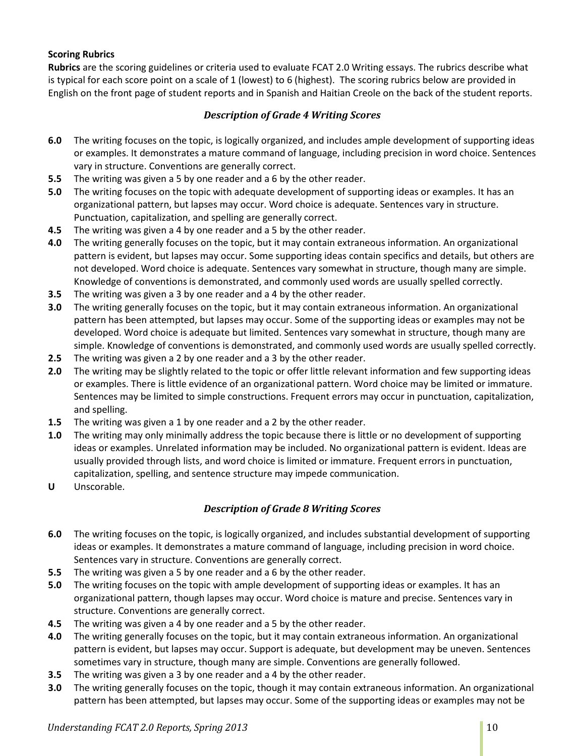**Scoring Rubrics**

**Rubrics** are the scoring guidelines or criteria used to evaluate FCAT 2.0 Writing essays. The rubrics describe what is typical for each score point on a scale of 1 (lowest) to 6 (highest). The scoring rubrics below are provided in English on the front page of student reports and in Spanish and Haitian Creole on the back of the student reports.

### *Description of Grade 4 Writing Scores*

- **6.0** The writing focuses on the topic, is logically organized, and includes ample development of supporting ideas or examples. It demonstrates a mature command of language, including precision in word choice. Sentences vary in structure. Conventions are generally correct.
- **5.5** The writing was given a 5 by one reader and a 6 by the other reader.
- **5.0** The writing focuses on the topic with adequate development of supporting ideas or examples. It has an organizational pattern, but lapses may occur. Word choice is adequate. Sentences vary in structure. Punctuation, capitalization, and spelling are generally correct.
- **4.5** The writing was given a 4 by one reader and a 5 by the other reader.
- **4.0** The writing generally focuses on the topic, but it may contain extraneous information. An organizational pattern is evident, but lapses may occur. Some supporting ideas contain specifics and details, but others are not developed. Word choice is adequate. Sentences vary somewhat in structure, though many are simple. Knowledge of conventions is demonstrated, and commonly used words are usually spelled correctly.
- **3.5** The writing was given a 3 by one reader and a 4 by the other reader.
- **3.0** The writing generally focuses on the topic, but it may contain extraneous information. An organizational pattern has been attempted, but lapses may occur. Some of the supporting ideas or examples may not be developed. Word choice is adequate but limited. Sentences vary somewhat in structure, though many are simple. Knowledge of conventions is demonstrated, and commonly used words are usually spelled correctly.
- **2.5** The writing was given a 2 by one reader and a 3 by the other reader.
- **2.0** The writing may be slightly related to the topic or offer little relevant information and few supporting ideas or examples. There is little evidence of an organizational pattern. Word choice may be limited or immature. Sentences may be limited to simple constructions. Frequent errors may occur in punctuation, capitalization, and spelling.
- **1.5** The writing was given a 1 by one reader and a 2 by the other reader.
- **1.0** The writing may only minimally address the topic because there is little or no development of supporting ideas or examples. Unrelated information may be included. No organizational pattern is evident. Ideas are usually provided through lists, and word choice is limited or immature. Frequent errors in punctuation, capitalization, spelling, and sentence structure may impede communication.
- **U** Unscorable.

### *Description of Grade 8 Writing Scores*

- **6.0** The writing focuses on the topic, is logically organized, and includes substantial development of supporting ideas or examples. It demonstrates a mature command of language, including precision in word choice. Sentences vary in structure. Conventions are generally correct.
- **5.5** The writing was given a 5 by one reader and a 6 by the other reader.
- **5.0** The writing focuses on the topic with ample development of supporting ideas or examples. It has an organizational pattern, though lapses may occur. Word choice is mature and precise. Sentences vary in structure. Conventions are generally correct.
- **4.5** The writing was given a 4 by one reader and a 5 by the other reader.
- **4.0** The writing generally focuses on the topic, but it may contain extraneous information. An organizational pattern is evident, but lapses may occur. Support is adequate, but development may be uneven. Sentences sometimes vary in structure, though many are simple. Conventions are generally followed.
- **3.5** The writing was given a 3 by one reader and a 4 by the other reader.
- **3.0** The writing generally focuses on the topic, though it may contain extraneous information. An organizational pattern has been attempted, but lapses may occur. Some of the supporting ideas or examples may not be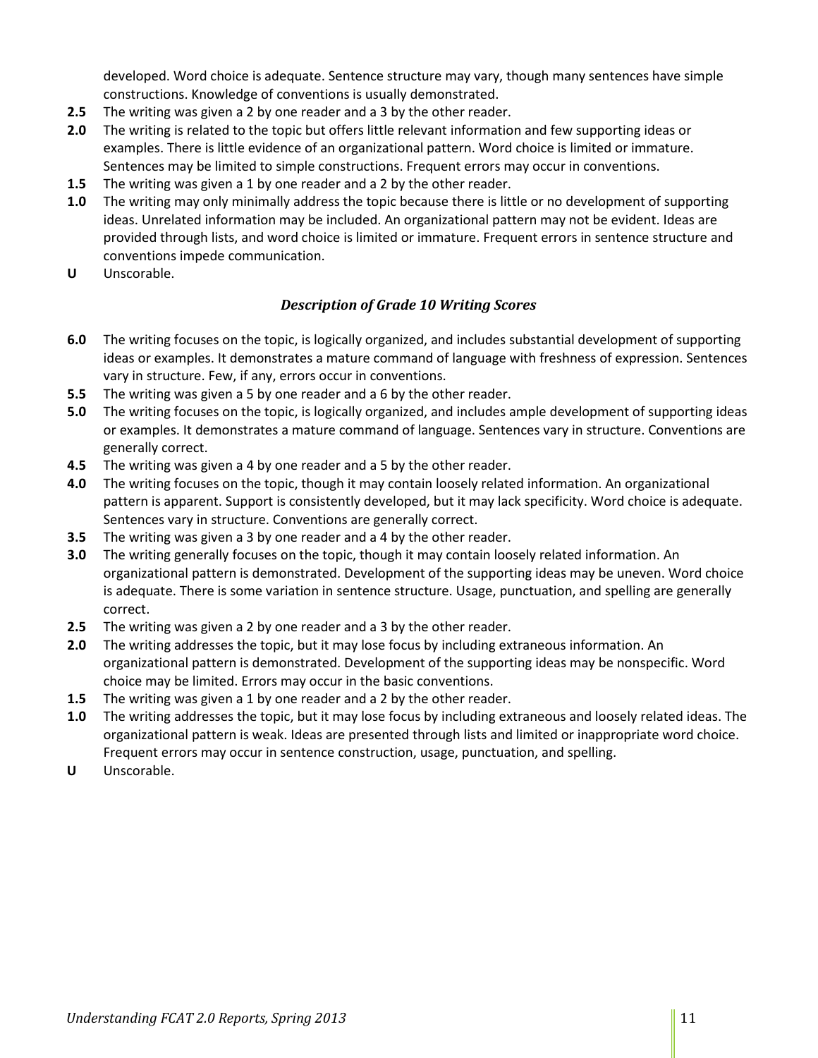developed. Word choice is adequate. Sentence structure may vary, though many sentences have simple constructions. Knowledge of conventions is usually demonstrated.

**2.5** The writing was given a 2 by one reader and a 3 by the other reader.

**2.0** The writing is related to the topic but offers little relevant information and few supporting ideas or examples. There is little evidence of an organizational pattern. Word choice is limited or immature. Sentences may be limited to simple constructions. Frequent errors may occur in conventions.

**1.5** The writing was given a 1 by one reader and a 2 by the other reader.

**1.0** The writing may only minimally address the topic because there is little or no development of supporting ideas. Unrelated information may be included. An organizational pattern may not be evident. Ideas are provided through lists, and word choice is limited or immature. Frequent errors in sentence structure and conventions impede communication.

**U** Unscorable.

### *Description of Grade 10 Writing Scores*

**6.0** The writing focuses on the topic, is logically organized, and includes substantial development of supporting ideas or examples. It demonstrates a mature command of language with freshness of expression. Sentences vary in structure. Few, if any, errors occur in conventions.

**5.5** The writing was given a 5 by one reader and a 6 by the other reader.

**5.0** The writing focuses on the topic, is logically organized, and includes ample development of supporting ideas or examples. It demonstrates a mature command of language. Sentences vary in structure. Conventions are generally correct.

**4.5** The writing was given a 4 by one reader and a 5 by the other reader.

**4.0** The writing focuses on the topic, though it may contain loosely related information. An organizational pattern is apparent. Support is consistently developed, but it may lack specificity. Word choice is adequate. Sentences vary in structure. Conventions are generally correct.

**3.5** The writing was given a 3 by one reader and a 4 by the other reader.

**3.0** The writing generally focuses on the topic, though it may contain loosely related information. An organizational pattern is demonstrated. Development of the supporting ideas may be uneven. Word choice is adequate. There is some variation in sentence structure. Usage, punctuation, and spelling are generally correct.

**2.5** The writing was given a 2 by one reader and a 3 by the other reader.

**2.0** The writing addresses the topic, but it may lose focus by including extraneous information. An organizational pattern is demonstrated. Development of the supporting ideas may be nonspecific. Word choice may be limited. Errors may occur in the basic conventions.

**1.5** The writing was given a 1 by one reader and a 2 by the other reader.

**1.0** The writing addresses the topic, but it may lose focus by including extraneous and loosely related ideas. The organizational pattern is weak. Ideas are presented through lists and limited or inappropriate word choice. Frequent errors may occur in sentence construction, usage, punctuation, and spelling.

**U** Unscorable.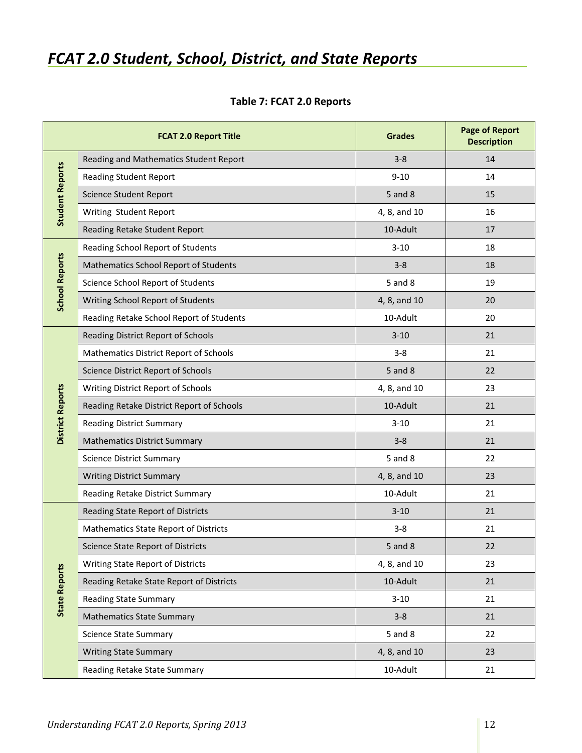# *FCAT 2.0 Student, School, District, and State Reports*

**Table 7: FCAT 2.0 Reports**

| | FCAT 2.0 Report Title | Grades | Page of Report Description |
|---|---|---|---|
| **Student Reports** | Reading and Mathematics Student Report | 3-8 | 14 |
| | Reading Student Report | 9-10 | 14 |
| | Science Student Report | 5 and 8 | 15 |
| | Writing Student Report | 4, 8, and 10 | 16 |
| | Reading Retake Student Report | 10-Adult | 17 |
| **School Reports** | Reading School Report of Students | 3-10 | 18 |
| | Mathematics School Report of Students | 3-8 | 18 |
| | Science School Report of Students | 5 and 8 | 19 |
| | Writing School Report of Students | 4, 8, and 10 | 20 |
| | Reading Retake School Report of Students | 10-Adult | 20 |
| **District Reports** | Reading District Report of Schools | 3-10 | 21 |
| | Mathematics District Report of Schools | 3-8 | 21 |
| | Science District Report of Schools | 5 and 8 | 22 |
| | Writing District Report of Schools | 4, 8, and 10 | 23 |
| | Reading Retake District Report of Schools | 10-Adult | 21 |
| | Reading District Summary | 3-10 | 21 |
| | Mathematics District Summary | 3-8 | 21 |
| | Science District Summary | 5 and 8 | 22 |
| | Writing District Summary | 4, 8, and 10 | 23 |
| | Reading Retake District Summary | 10-Adult | 21 |
| **State Reports** | Reading State Report of Districts | 3-10 | 21 |
| | Mathematics State Report of Districts | 3-8 | 21 |
| | Science State Report of Districts | 5 and 8 | 22 |
| | Writing State Report of Districts | 4, 8, and 10 | 23 |
| | Reading Retake State Report of Districts | 10-Adult | 21 |
| | Reading State Summary | 3-10 | 21 |
| | Mathematics State Summary | 3-8 | 21 |
| | Science State Summary | 5 and 8 | 22 |
| | Writing State Summary | 4, 8, and 10 | 23 |
| | Reading Retake State Summary | 10-Adult | 21 |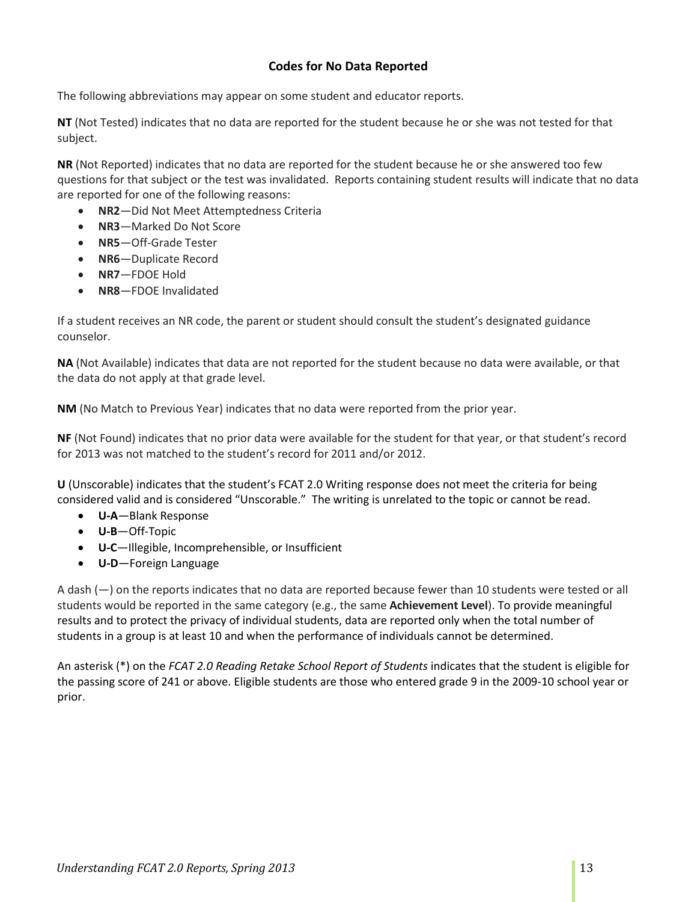## Codes for No Data Reported

The following abbreviations may appear on some student and educator reports.

**NT** (Not Tested) indicates that no data are reported for the student because he or she was not tested for that subject.

**NR** (Not Reported) indicates that no data are reported for the student because he or she answered too few questions for that subject or the test was invalidated. Reports containing student results will indicate that no data are reported for one of the following reasons:

- **NR2**—Did Not Meet Attemptedness Criteria
- **NR3**—Marked Do Not Score
- **NR5**—Off-Grade Tester
- **NR6**—Duplicate Record
- **NR7**—FDOE Hold
- **NR8**—FDOE Invalidated

If a student receives an NR code, the parent or student should consult the student's designated guidance counselor.

**NA** (Not Available) indicates that data are not reported for the student because no data were available, or that the data do not apply at that grade level.

**NM** (No Match to Previous Year) indicates that no data were reported from the prior year.

**NF** (Not Found) indicates that no prior data were available for the student for that year, or that student's record for 2013 was not matched to the student's record for 2011 and/or 2012.

**U** (Unscorable) indicates that the student's FCAT 2.0 Writing response does not meet the criteria for being considered valid and is considered "Unscorable." The writing is unrelated to the topic or cannot be read.

- **U-A**—Blank Response
- **U-B**—Off-Topic
- **U-C**—Illegible, Incomprehensible, or Insufficient
- **U-D**—Foreign Language

A dash (—) on the reports indicates that no data are reported because fewer than 10 students were tested or all students would be reported in the same category (e.g., the same **Achievement Level**). To provide meaningful results and to protect the privacy of individual students, data are reported only when the total number of students in a group is at least 10 and when the performance of individuals cannot be determined.

An asterisk (*) on the *FCAT 2.0 Reading Retake School Report of Students* indicates that the student is eligible for the passing score of 241 or above. Eligible students are those who entered grade 9 in the 2009-10 school year or prior.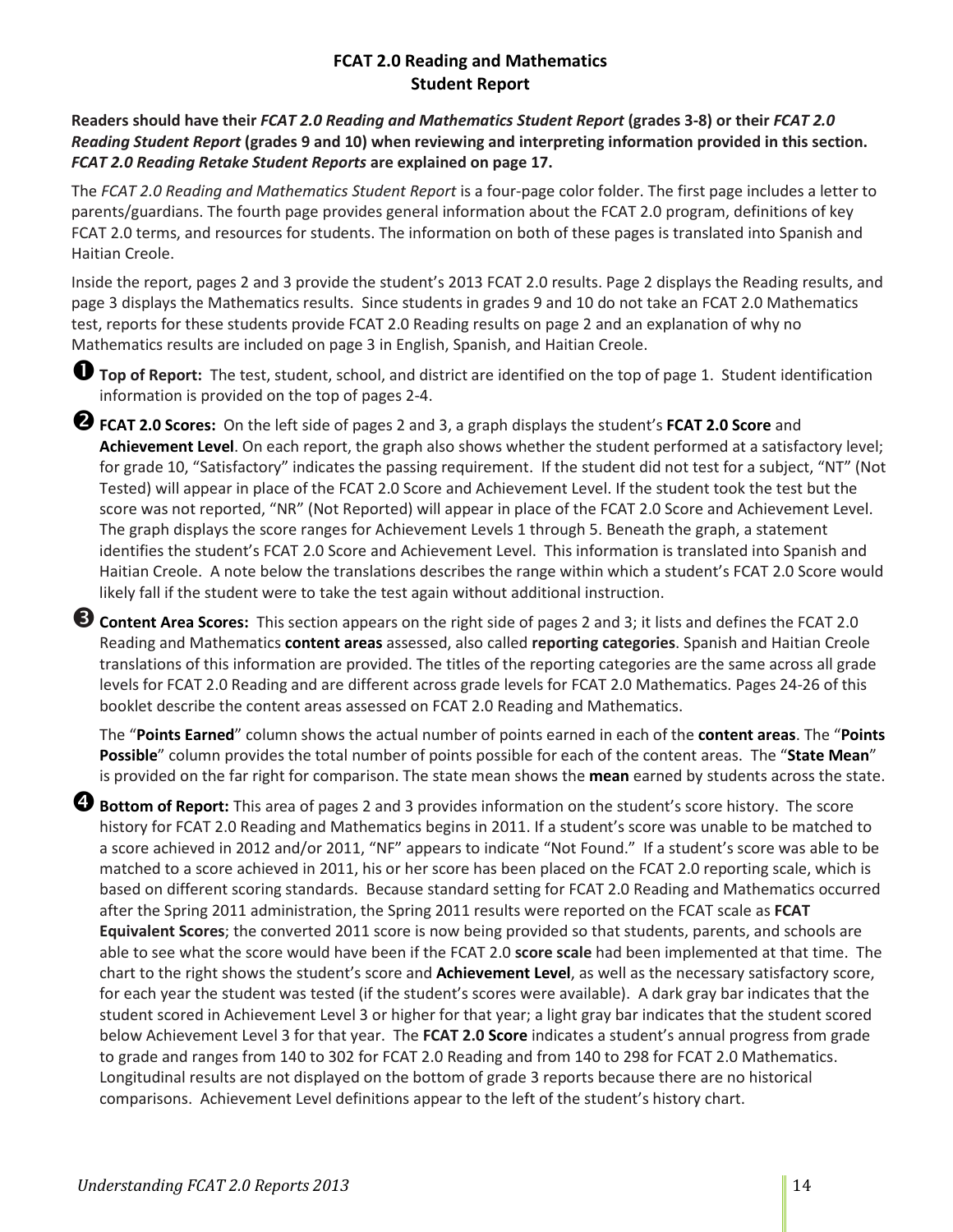# FCAT 2.0 Reading and Mathematics Student Report

**Readers should have their *FCAT 2.0 Reading and Mathematics Student Report* (grades 3-8) or their *FCAT 2.0 Reading Student Report* (grades 9 and 10) when reviewing and interpreting information provided in this section. *FCAT 2.0 Reading Retake Student Reports* are explained on page 17.**

The *FCAT 2.0 Reading and Mathematics Student Report* is a four-page color folder. The first page includes a letter to parents/guardians. The fourth page provides general information about the FCAT 2.0 program, definitions of key FCAT 2.0 terms, and resources for students. The information on both of these pages is translated into Spanish and Haitian Creole.

Inside the report, pages 2 and 3 provide the student's 2013 FCAT 2.0 results. Page 2 displays the Reading results, and page 3 displays the Mathematics results. Since students in grades 9 and 10 do not take an FCAT 2.0 Mathematics test, reports for these students provide FCAT 2.0 Reading results on page 2 and an explanation of why no Mathematics results are included on page 3 in English, Spanish, and Haitian Creole.

❶ **Top of Report:** The test, student, school, and district are identified on the top of page 1. Student identification information is provided on the top of pages 2-4.

❷ **FCAT 2.0 Scores:** On the left side of pages 2 and 3, a graph displays the student's **FCAT 2.0 Score** and **Achievement Level**. On each report, the graph also shows whether the student performed at a satisfactory level; for grade 10, "Satisfactory" indicates the passing requirement. If the student did not test for a subject, "NT" (Not Tested) will appear in place of the FCAT 2.0 Score and Achievement Level. If the student took the test but the score was not reported, "NR" (Not Reported) will appear in place of the FCAT 2.0 Score and Achievement Level. The graph displays the score ranges for Achievement Levels 1 through 5. Beneath the graph, a statement identifies the student's FCAT 2.0 Score and Achievement Level. This information is translated into Spanish and Haitian Creole. A note below the translations describes the range within which a student's FCAT 2.0 Score would likely fall if the student were to take the test again without additional instruction.

❸ **Content Area Scores:** This section appears on the right side of pages 2 and 3; it lists and defines the FCAT 2.0 Reading and Mathematics **content areas** assessed, also called **reporting categories**. Spanish and Haitian Creole translations of this information are provided. The titles of the reporting categories are the same across all grade levels for FCAT 2.0 Reading and are different across grade levels for FCAT 2.0 Mathematics. Pages 24-26 of this booklet describe the content areas assessed on FCAT 2.0 Reading and Mathematics.

The "**Points Earned**" column shows the actual number of points earned in each of the **content areas**. The "**Points Possible**" column provides the total number of points possible for each of the content areas. The "**State Mean**" is provided on the far right for comparison. The state mean shows the **mean** earned by students across the state.

❹ **Bottom of Report:** This area of pages 2 and 3 provides information on the student's score history. The score history for FCAT 2.0 Reading and Mathematics begins in 2011. If a student's score was unable to be matched to a score achieved in 2012 and/or 2011, "NF" appears to indicate "Not Found." If a student's score was able to be matched to a score achieved in 2011, his or her score has been placed on the FCAT 2.0 reporting scale, which is based on different scoring standards. Because standard setting for FCAT 2.0 Reading and Mathematics occurred after the Spring 2011 administration, the Spring 2011 results were reported on the FCAT scale as **FCAT Equivalent Scores**; the converted 2011 score is now being provided so that students, parents, and schools are able to see what the score would have been if the FCAT 2.0 **score scale** had been implemented at that time. The chart to the right shows the student's score and **Achievement Level**, as well as the necessary satisfactory score, for each year the student was tested (if the student's scores were available). A dark gray bar indicates that the student scored in Achievement Level 3 or higher for that year; a light gray bar indicates that the student scored below Achievement Level 3 for that year. The **FCAT 2.0 Score** indicates a student's annual progress from grade to grade and ranges from 140 to 302 for FCAT 2.0 Reading and from 140 to 298 for FCAT 2.0 Mathematics. Longitudinal results are not displayed on the bottom of grade 3 reports because there are no historical comparisons. Achievement Level definitions appear to the left of the student's history chart.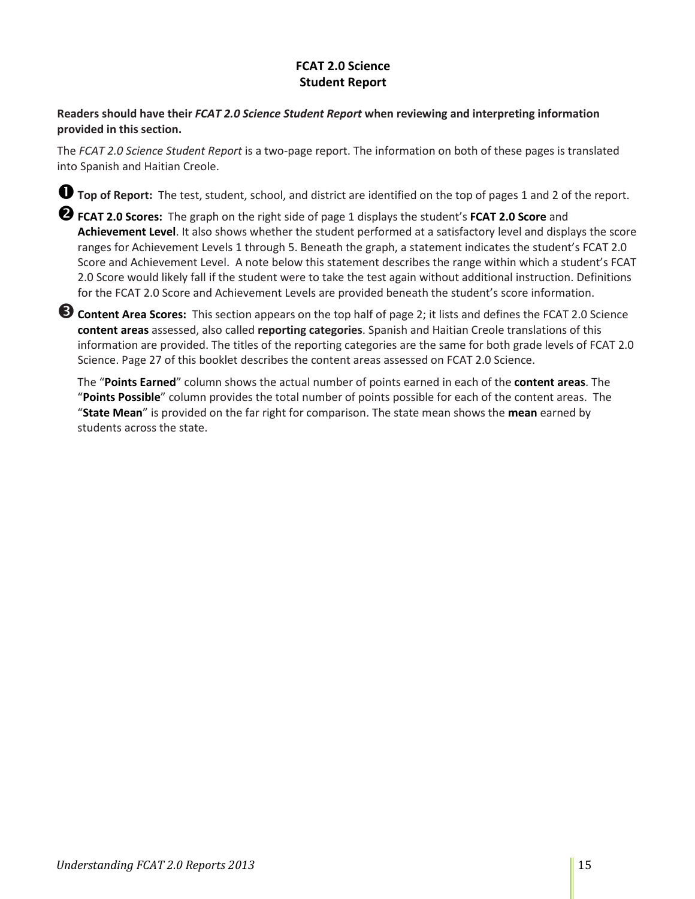# FCAT 2.0 Science
# Student Report

**Readers should have their *FCAT 2.0 Science Student Report* when reviewing and interpreting information provided in this section.**

The *FCAT 2.0 Science Student Report* is a two-page report. The information on both of these pages is translated into Spanish and Haitian Creole.

➊ **Top of Report:** The test, student, school, and district are identified on the top of pages 1 and 2 of the report.

➋ **FCAT 2.0 Scores:** The graph on the right side of page 1 displays the student's **FCAT 2.0 Score** and **Achievement Level**. It also shows whether the student performed at a satisfactory level and displays the score ranges for Achievement Levels 1 through 5. Beneath the graph, a statement indicates the student's FCAT 2.0 Score and Achievement Level. A note below this statement describes the range within which a student's FCAT 2.0 Score would likely fall if the student were to take the test again without additional instruction. Definitions for the FCAT 2.0 Score and Achievement Levels are provided beneath the student's score information.

➌ **Content Area Scores:** This section appears on the top half of page 2; it lists and defines the FCAT 2.0 Science **content areas** assessed, also called **reporting categories**. Spanish and Haitian Creole translations of this information are provided. The titles of the reporting categories are the same for both grade levels of FCAT 2.0 Science. Page 27 of this booklet describes the content areas assessed on FCAT 2.0 Science.

The "**Points Earned**" column shows the actual number of points earned in each of the **content areas**. The "**Points Possible**" column provides the total number of points possible for each of the content areas. The "**State Mean**" is provided on the far right for comparison. The state mean shows the **mean** earned by students across the state.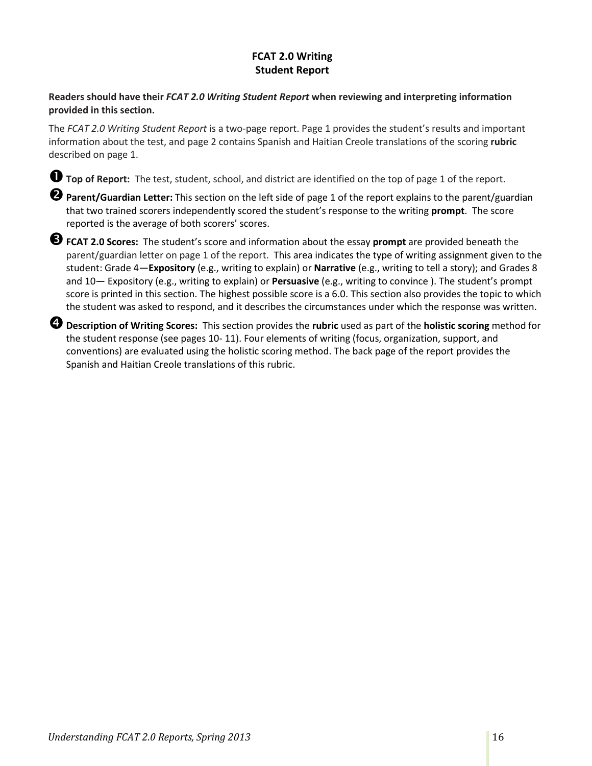# FCAT 2.0 Writing
# Student Report

**Readers should have their *FCAT 2.0 Writing Student Report* when reviewing and interpreting information provided in this section.**

The *FCAT 2.0 Writing Student Report* is a two-page report. Page 1 provides the student's results and important information about the test, and page 2 contains Spanish and Haitian Creole translations of the scoring **rubric** described on page 1.

➊ **Top of Report:** The test, student, school, and district are identified on the top of page 1 of the report.

➋ **Parent/Guardian Letter:** This section on the left side of page 1 of the report explains to the parent/guardian that two trained scorers independently scored the student's response to the writing **prompt**. The score reported is the average of both scorers' scores.

➌ **FCAT 2.0 Scores:** The student's score and information about the essay **prompt** are provided beneath the parent/guardian letter on page 1 of the report. This area indicates the type of writing assignment given to the student: Grade 4—**Expository** (e.g., writing to explain) or **Narrative** (e.g., writing to tell a story); and Grades 8 and 10— Expository (e.g., writing to explain) or **Persuasive** (e.g., writing to convince ). The student's prompt score is printed in this section. The highest possible score is a 6.0. This section also provides the topic to which the student was asked to respond, and it describes the circumstances under which the response was written.

➍ **Description of Writing Scores:** This section provides the **rubric** used as part of the **holistic scoring** method for the student response (see pages 10- 11). Four elements of writing (focus, organization, support, and conventions) are evaluated using the holistic scoring method. The back page of the report provides the Spanish and Haitian Creole translations of this rubric.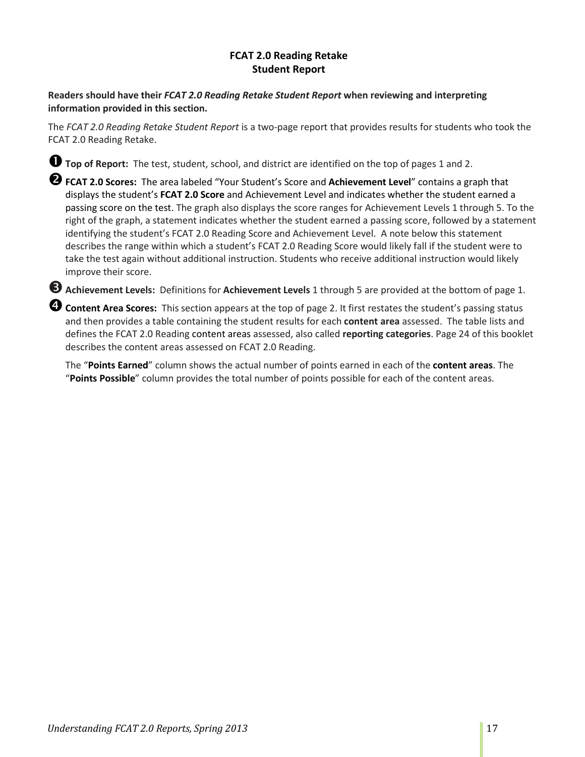# FCAT 2.0 Reading Retake
## Student Report

**Readers should have their *FCAT 2.0 Reading Retake Student Report* when reviewing and interpreting information provided in this section.**

The *FCAT 2.0 Reading Retake Student Report* is a two-page report that provides results for students who took the FCAT 2.0 Reading Retake.

➊ **Top of Report:** The test, student, school, and district are identified on the top of pages 1 and 2.

➋ **FCAT 2.0 Scores:** The area labeled "Your Student's Score and **Achievement Level**" contains a graph that displays the student's **FCAT 2.0 Score** and Achievement Level and indicates whether the student earned a passing score on the test. The graph also displays the score ranges for Achievement Levels 1 through 5. To the right of the graph, a statement indicates whether the student earned a passing score, followed by a statement identifying the student's FCAT 2.0 Reading Score and Achievement Level. A note below this statement describes the range within which a student's FCAT 2.0 Reading Score would likely fall if the student were to take the test again without additional instruction. Students who receive additional instruction would likely improve their score.

➌ **Achievement Levels:** Definitions for **Achievement Levels** 1 through 5 are provided at the bottom of page 1.

➍ **Content Area Scores:** This section appears at the top of page 2. It first restates the student's passing status and then provides a table containing the student results for each **content area** assessed. The table lists and defines the FCAT 2.0 Reading content areas assessed, also called **reporting categories**. Page 24 of this booklet describes the content areas assessed on FCAT 2.0 Reading.

The "**Points Earned**" column shows the actual number of points earned in each of the **content areas**. The "**Points Possible**" column provides the total number of points possible for each of the content areas.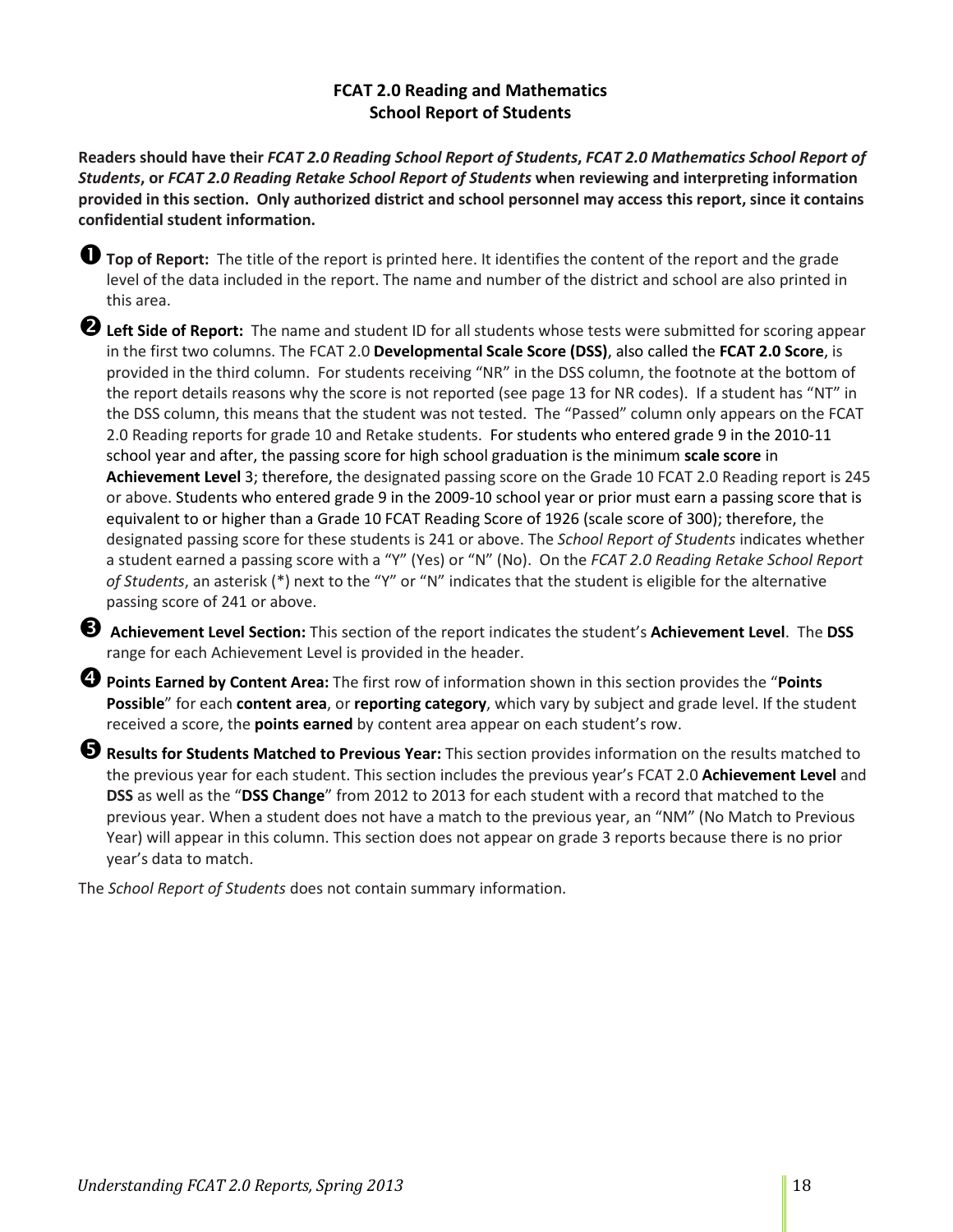## FCAT 2.0 Reading and Mathematics
## School Report of Students

**Readers should have their *FCAT 2.0 Reading School Report of Students*, *FCAT 2.0 Mathematics School Report of Students*, or *FCAT 2.0 Reading Retake School Report of Students* when reviewing and interpreting information provided in this section. Only authorized district and school personnel may access this report, since it contains confidential student information.**

➊ **Top of Report:** The title of the report is printed here. It identifies the content of the report and the grade level of the data included in the report. The name and number of the district and school are also printed in this area.

➋ **Left Side of Report:** The name and student ID for all students whose tests were submitted for scoring appear in the first two columns. The FCAT 2.0 **Developmental Scale Score (DSS)**, also called the **FCAT 2.0 Score**, is provided in the third column. For students receiving "NR" in the DSS column, the footnote at the bottom of the report details reasons why the score is not reported (see page 13 for NR codes). If a student has "NT" in the DSS column, this means that the student was not tested. The "Passed" column only appears on the FCAT 2.0 Reading reports for grade 10 and Retake students. For students who entered grade 9 in the 2010-11 school year and after, the passing score for high school graduation is the minimum **scale score** in **Achievement Level** 3; therefore, the designated passing score on the Grade 10 FCAT 2.0 Reading report is 245 or above. Students who entered grade 9 in the 2009-10 school year or prior must earn a passing score that is equivalent to or higher than a Grade 10 FCAT Reading Score of 1926 (scale score of 300); therefore, the designated passing score for these students is 241 or above. The *School Report of Students* indicates whether a student earned a passing score with a "Y" (Yes) or "N" (No). On the *FCAT 2.0 Reading Retake School Report of Students*, an asterisk (*) next to the "Y" or "N" indicates that the student is eligible for the alternative passing score of 241 or above.

➌ **Achievement Level Section:** This section of the report indicates the student's **Achievement Level**. The **DSS** range for each Achievement Level is provided in the header.

➍ **Points Earned by Content Area:** The first row of information shown in this section provides the "**Points Possible**" for each **content area**, or **reporting category**, which vary by subject and grade level. If the student received a score, the **points earned** by content area appear on each student's row.

➎ **Results for Students Matched to Previous Year:** This section provides information on the results matched to the previous year for each student. This section includes the previous year's FCAT 2.0 **Achievement Level** and **DSS** as well as the "**DSS Change**" from 2012 to 2013 for each student with a record that matched to the previous year. When a student does not have a match to the previous year, an "NM" (No Match to Previous Year) will appear in this column. This section does not appear on grade 3 reports because there is no prior year's data to match.

The *School Report of Students* does not contain summary information.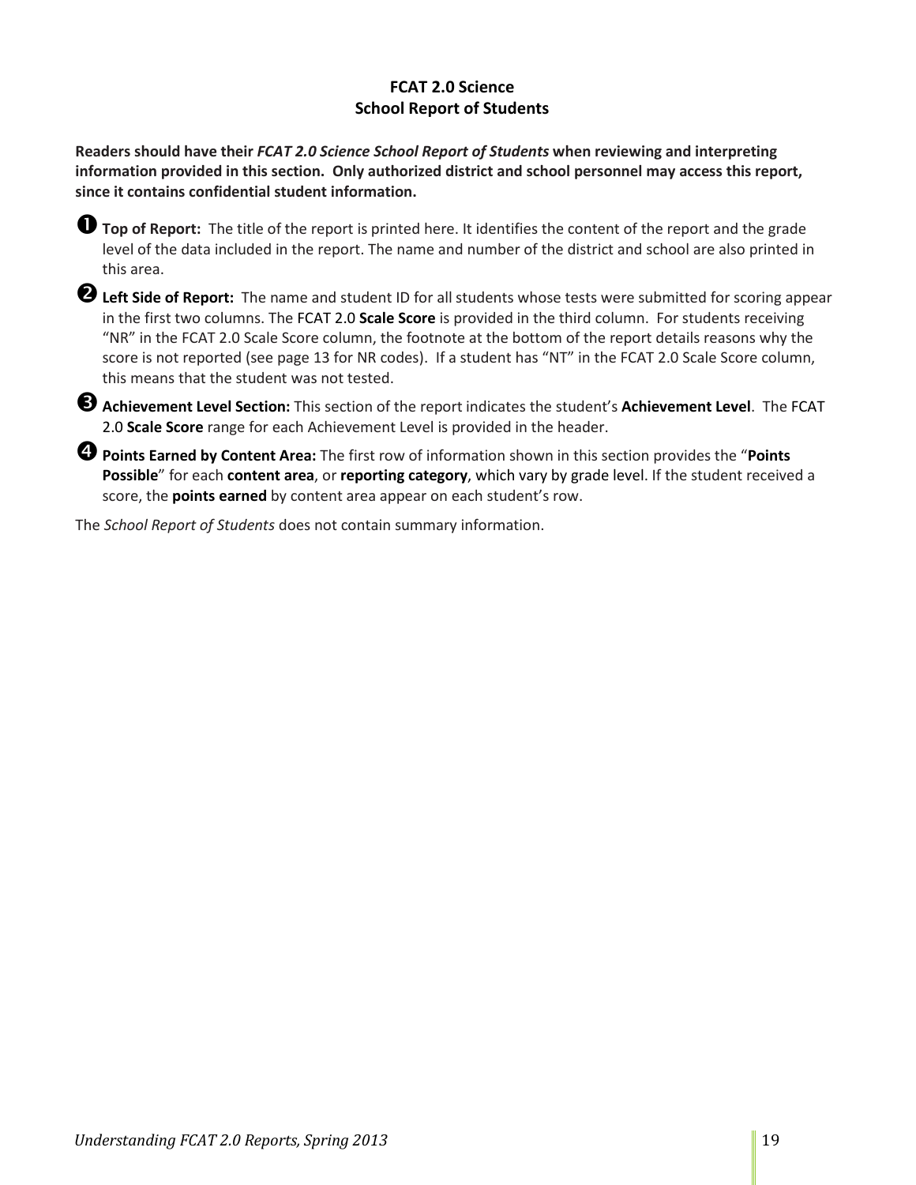## FCAT 2.0 Science
## School Report of Students

**Readers should have their *FCAT 2.0 Science School Report of Students* when reviewing and interpreting information provided in this section. Only authorized district and school personnel may access this report, since it contains confidential student information.**

➊ **Top of Report:** The title of the report is printed here. It identifies the content of the report and the grade level of the data included in the report. The name and number of the district and school are also printed in this area.

➋ **Left Side of Report:** The name and student ID for all students whose tests were submitted for scoring appear in the first two columns. The FCAT 2.0 **Scale Score** is provided in the third column. For students receiving "NR" in the FCAT 2.0 Scale Score column, the footnote at the bottom of the report details reasons why the score is not reported (see page 13 for NR codes). If a student has "NT" in the FCAT 2.0 Scale Score column, this means that the student was not tested.

➌ **Achievement Level Section:** This section of the report indicates the student's **Achievement Level**. The FCAT 2.0 **Scale Score** range for each Achievement Level is provided in the header.

➍ **Points Earned by Content Area:** The first row of information shown in this section provides the "**Points Possible**" for each **content area**, or **reporting category**, which vary by grade level. If the student received a score, the **points earned** by content area appear on each student's row.

The *School Report of Students* does not contain summary information.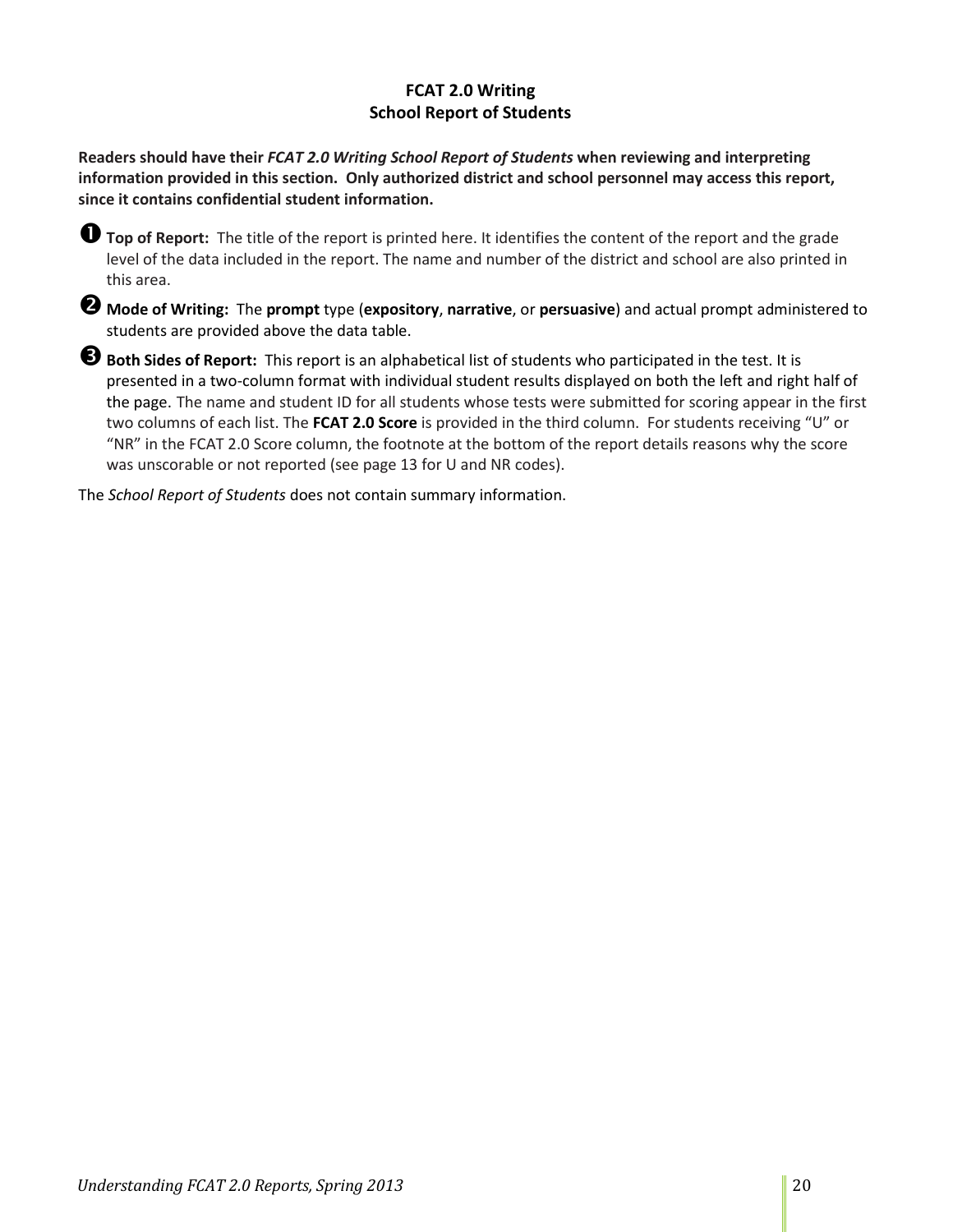## FCAT 2.0 Writing
## School Report of Students

**Readers should have their *FCAT 2.0 Writing School Report of Students* when reviewing and interpreting information provided in this section. Only authorized district and school personnel may access this report, since it contains confidential student information.**

➊ **Top of Report:** The title of the report is printed here. It identifies the content of the report and the grade level of the data included in the report. The name and number of the district and school are also printed in this area.

➋ **Mode of Writing:** The **prompt** type (**expository**, **narrative**, or **persuasive**) and actual prompt administered to students are provided above the data table.

➌ **Both Sides of Report:** This report is an alphabetical list of students who participated in the test. It is presented in a two-column format with individual student results displayed on both the left and right half of the page. The name and student ID for all students whose tests were submitted for scoring appear in the first two columns of each list. The **FCAT 2.0 Score** is provided in the third column. For students receiving "U" or "NR" in the FCAT 2.0 Score column, the footnote at the bottom of the report details reasons why the score was unscorable or not reported (see page 13 for U and NR codes).

The *School Report of Students* does not contain summary information.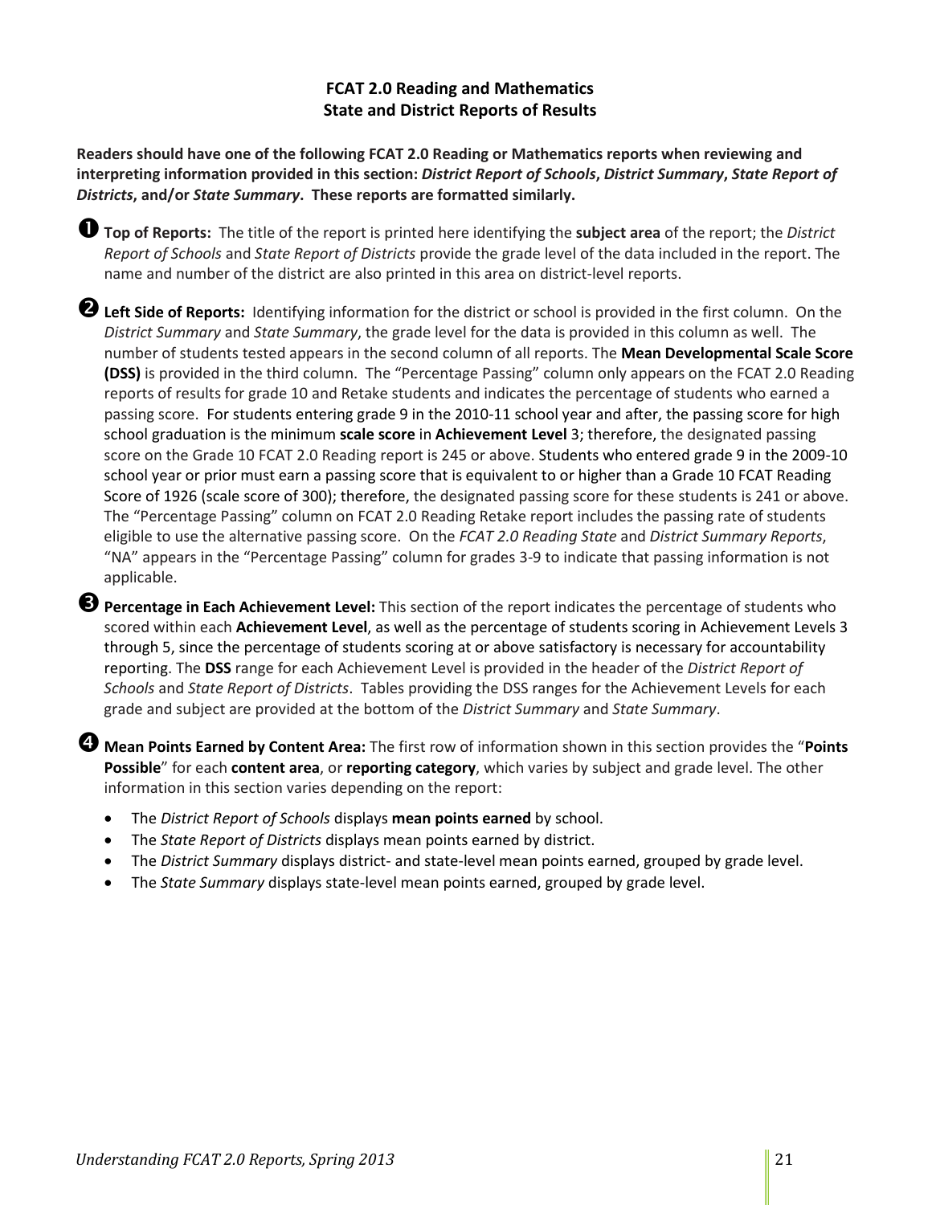## FCAT 2.0 Reading and Mathematics
## State and District Reports of Results

**Readers should have one of the following FCAT 2.0 Reading or Mathematics reports when reviewing and interpreting information provided in this section: *District Report of Schools*, *District Summary*, *State Report of Districts*, and/or *State Summary*. These reports are formatted similarly.**

➊ **Top of Reports:** The title of the report is printed here identifying the **subject area** of the report; the *District Report of Schools* and *State Report of Districts* provide the grade level of the data included in the report. The name and number of the district are also printed in this area on district-level reports.

➋ **Left Side of Reports:** Identifying information for the district or school is provided in the first column. On the *District Summary* and *State Summary*, the grade level for the data is provided in this column as well. The number of students tested appears in the second column of all reports. The **Mean Developmental Scale Score (DSS)** is provided in the third column. The "Percentage Passing" column only appears on the FCAT 2.0 Reading reports of results for grade 10 and Retake students and indicates the percentage of students who earned a passing score. For students entering grade 9 in the 2010-11 school year and after, the passing score for high school graduation is the minimum **scale score** in **Achievement Level** 3; therefore, the designated passing score on the Grade 10 FCAT 2.0 Reading report is 245 or above. Students who entered grade 9 in the 2009-10 school year or prior must earn a passing score that is equivalent to or higher than a Grade 10 FCAT Reading Score of 1926 (scale score of 300); therefore, the designated passing score for these students is 241 or above. The "Percentage Passing" column on FCAT 2.0 Reading Retake report includes the passing rate of students eligible to use the alternative passing score. On the *FCAT 2.0 Reading State* and *District Summary Reports*, "NA" appears in the "Percentage Passing" column for grades 3-9 to indicate that passing information is not applicable.

➌ **Percentage in Each Achievement Level:** This section of the report indicates the percentage of students who scored within each **Achievement Level**, as well as the percentage of students scoring in Achievement Levels 3 through 5, since the percentage of students scoring at or above satisfactory is necessary for accountability reporting. The **DSS** range for each Achievement Level is provided in the header of the *District Report of Schools* and *State Report of Districts*. Tables providing the DSS ranges for the Achievement Levels for each grade and subject are provided at the bottom of the *District Summary* and *State Summary*.

➍ **Mean Points Earned by Content Area:** The first row of information shown in this section provides the "**Points Possible**" for each **content area**, or **reporting category**, which varies by subject and grade level. The other information in this section varies depending on the report:

- The *District Report of Schools* displays **mean points earned** by school.
- The *State Report of Districts* displays mean points earned by district.
- The *District Summary* displays district- and state-level mean points earned, grouped by grade level.
- The *State Summary* displays state-level mean points earned, grouped by grade level.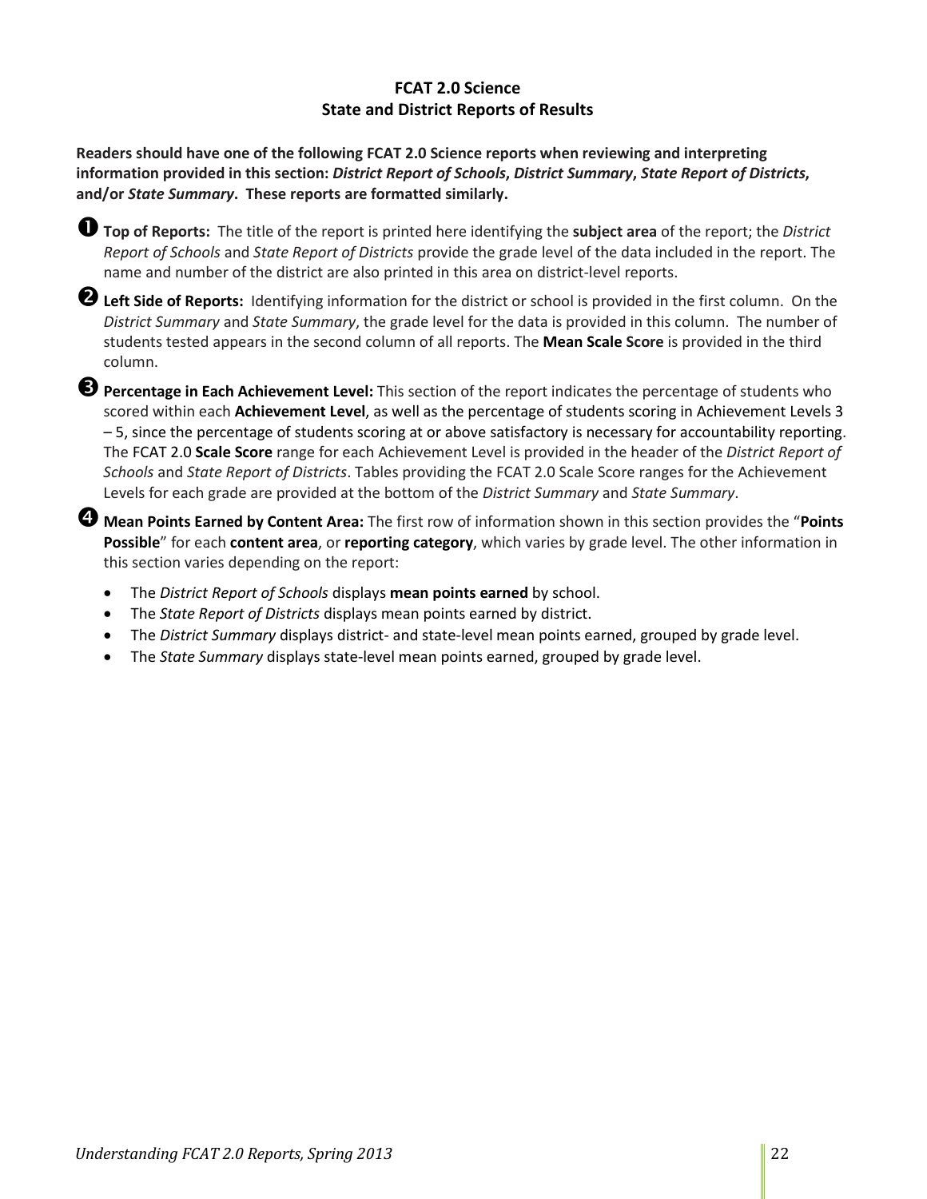## FCAT 2.0 Science
## State and District Reports of Results

**Readers should have one of the following FCAT 2.0 Science reports when reviewing and interpreting information provided in this section: *District Report of Schools*, *District Summary*, *State Report of Districts*, and/or *State Summary*. These reports are formatted similarly.**

❶ **Top of Reports:** The title of the report is printed here identifying the **subject area** of the report; the *District Report of Schools* and *State Report of Districts* provide the grade level of the data included in the report. The name and number of the district are also printed in this area on district-level reports.

❷ **Left Side of Reports:** Identifying information for the district or school is provided in the first column. On the *District Summary* and *State Summary*, the grade level for the data is provided in this column. The number of students tested appears in the second column of all reports. The **Mean Scale Score** is provided in the third column.

❸ **Percentage in Each Achievement Level:** This section of the report indicates the percentage of students who scored within each **Achievement Level**, as well as the percentage of students scoring in Achievement Levels 3 – 5, since the percentage of students scoring at or above satisfactory is necessary for accountability reporting. The FCAT 2.0 **Scale Score** range for each Achievement Level is provided in the header of the *District Report of Schools* and *State Report of Districts*. Tables providing the FCAT 2.0 Scale Score ranges for the Achievement Levels for each grade are provided at the bottom of the *District Summary* and *State Summary*.

❹ **Mean Points Earned by Content Area:** The first row of information shown in this section provides the "**Points Possible**" for each **content area**, or **reporting category**, which varies by grade level. The other information in this section varies depending on the report:

- The *District Report of Schools* displays **mean points earned** by school.
- The *State Report of Districts* displays mean points earned by district.
- The *District Summary* displays district- and state-level mean points earned, grouped by grade level.
- The *State Summary* displays state-level mean points earned, grouped by grade level.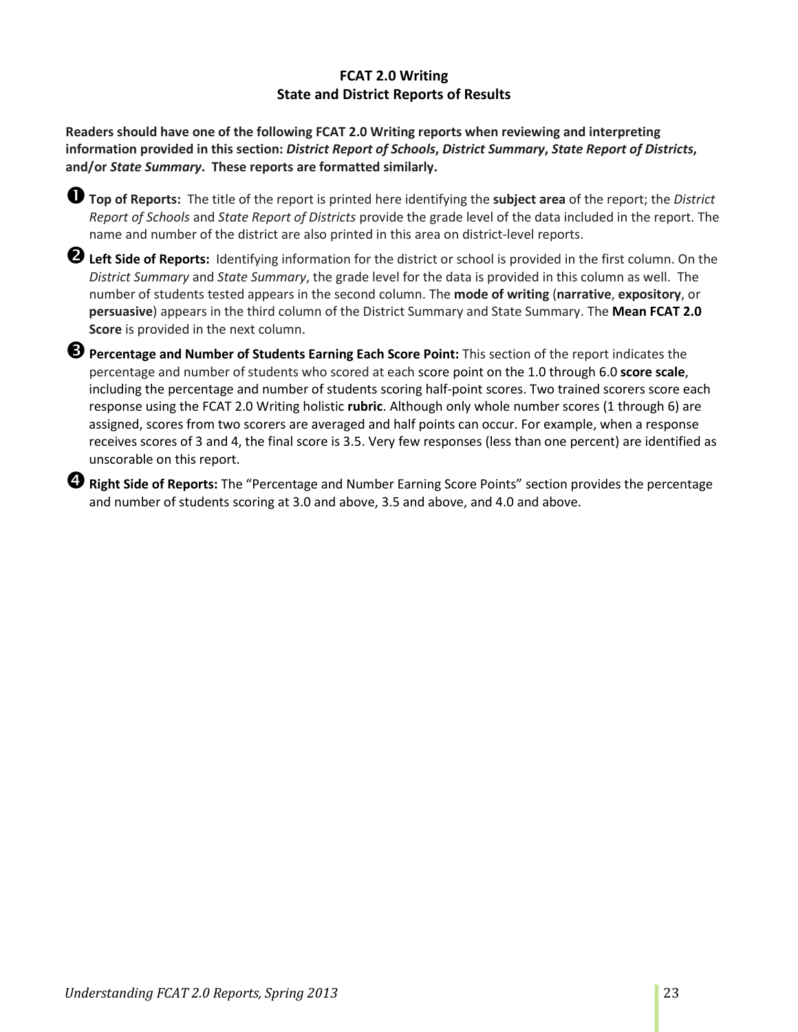# FCAT 2.0 Writing
## State and District Reports of Results

**Readers should have one of the following FCAT 2.0 Writing reports when reviewing and interpreting information provided in this section: *District Report of Schools*, *District Summary*, *State Report of Districts*, and/or *State Summary*. These reports are formatted similarly.**

➊ **Top of Reports:** The title of the report is printed here identifying the **subject area** of the report; the *District Report of Schools* and *State Report of Districts* provide the grade level of the data included in the report. The name and number of the district are also printed in this area on district-level reports.

➋ **Left Side of Reports:** Identifying information for the district or school is provided in the first column. On the *District Summary* and *State Summary*, the grade level for the data is provided in this column as well. The number of students tested appears in the second column. The **mode of writing** (**narrative**, **expository**, or **persuasive**) appears in the third column of the District Summary and State Summary. The **Mean FCAT 2.0 Score** is provided in the next column.

➌ **Percentage and Number of Students Earning Each Score Point:** This section of the report indicates the percentage and number of students who scored at each score point on the 1.0 through 6.0 **score scale**, including the percentage and number of students scoring half-point scores. Two trained scorers score each response using the FCAT 2.0 Writing holistic **rubric**. Although only whole number scores (1 through 6) are assigned, scores from two scorers are averaged and half points can occur. For example, when a response receives scores of 3 and 4, the final score is 3.5. Very few responses (less than one percent) are identified as unscorable on this report.

➍ **Right Side of Reports:** The "Percentage and Number Earning Score Points" section provides the percentage and number of students scoring at 3.0 and above, 3.5 and above, and 4.0 and above.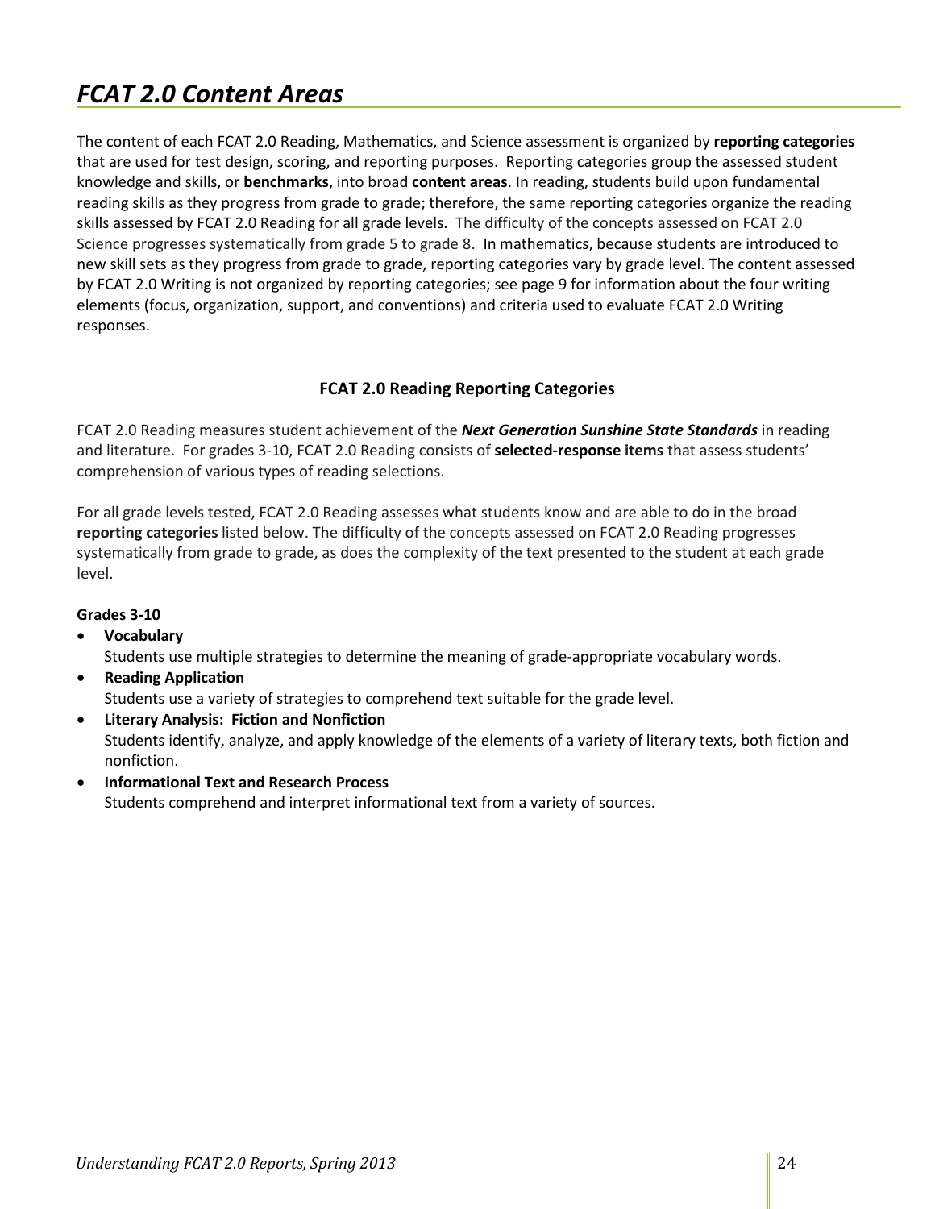# *FCAT 2.0 Content Areas*

The content of each FCAT 2.0 Reading, Mathematics, and Science assessment is organized by **reporting categories** that are used for test design, scoring, and reporting purposes. Reporting categories group the assessed student knowledge and skills, or **benchmarks**, into broad **content areas**. In reading, students build upon fundamental reading skills as they progress from grade to grade; therefore, the same reporting categories organize the reading skills assessed by FCAT 2.0 Reading for all grade levels. The difficulty of the concepts assessed on FCAT 2.0 Science progresses systematically from grade 5 to grade 8. In mathematics, because students are introduced to new skill sets as they progress from grade to grade, reporting categories vary by grade level. The content assessed by FCAT 2.0 Writing is not organized by reporting categories; see page 9 for information about the four writing elements (focus, organization, support, and conventions) and criteria used to evaluate FCAT 2.0 Writing responses.

### FCAT 2.0 Reading Reporting Categories

FCAT 2.0 Reading measures student achievement of the ***Next Generation Sunshine State Standards*** in reading and literature. For grades 3-10, FCAT 2.0 Reading consists of **selected-response items** that assess students' comprehension of various types of reading selections.

For all grade levels tested, FCAT 2.0 Reading assesses what students know and are able to do in the broad **reporting categories** listed below. The difficulty of the concepts assessed on FCAT 2.0 Reading progresses systematically from grade to grade, as does the complexity of the text presented to the student at each grade level.

**Grades 3-10**

- **Vocabulary**
  Students use multiple strategies to determine the meaning of grade-appropriate vocabulary words.
- **Reading Application**
  Students use a variety of strategies to comprehend text suitable for the grade level.
- **Literary Analysis: Fiction and Nonfiction**
  Students identify, analyze, and apply knowledge of the elements of a variety of literary texts, both fiction and nonfiction.
- **Informational Text and Research Process**
  Students comprehend and interpret informational text from a variety of sources.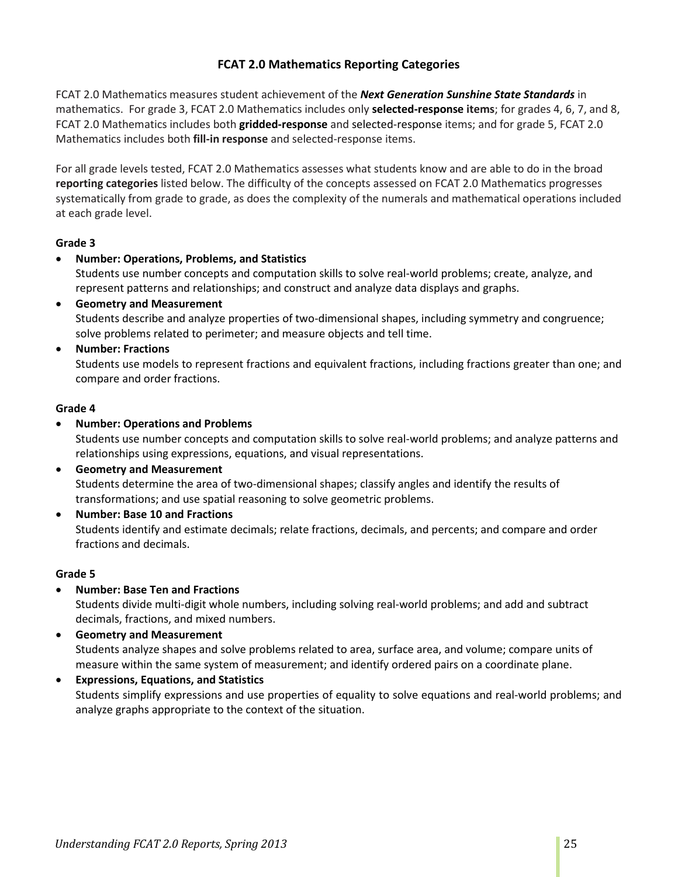## FCAT 2.0 Mathematics Reporting Categories

FCAT 2.0 Mathematics measures student achievement of the ***Next Generation Sunshine State Standards*** in mathematics. For grade 3, FCAT 2.0 Mathematics includes only **selected-response items**; for grades 4, 6, 7, and 8, FCAT 2.0 Mathematics includes both **gridded-response** and selected-response items; and for grade 5, FCAT 2.0 Mathematics includes both **fill-in response** and selected-response items.

For all grade levels tested, FCAT 2.0 Mathematics assesses what students know and are able to do in the broad **reporting categories** listed below. The difficulty of the concepts assessed on FCAT 2.0 Mathematics progresses systematically from grade to grade, as does the complexity of the numerals and mathematical operations included at each grade level.

**Grade 3**

- **Number: Operations, Problems, and Statistics**
  Students use number concepts and computation skills to solve real-world problems; create, analyze, and represent patterns and relationships; and construct and analyze data displays and graphs.
- **Geometry and Measurement**
  Students describe and analyze properties of two-dimensional shapes, including symmetry and congruence; solve problems related to perimeter; and measure objects and tell time.
- **Number: Fractions**
  Students use models to represent fractions and equivalent fractions, including fractions greater than one; and compare and order fractions.

**Grade 4**

- **Number: Operations and Problems**
  Students use number concepts and computation skills to solve real-world problems; and analyze patterns and relationships using expressions, equations, and visual representations.
- **Geometry and Measurement**
  Students determine the area of two-dimensional shapes; classify angles and identify the results of transformations; and use spatial reasoning to solve geometric problems.
- **Number: Base 10 and Fractions**
  Students identify and estimate decimals; relate fractions, decimals, and percents; and compare and order fractions and decimals.

**Grade 5**

- **Number: Base Ten and Fractions**
  Students divide multi-digit whole numbers, including solving real-world problems; and add and subtract decimals, fractions, and mixed numbers.
- **Geometry and Measurement**
  Students analyze shapes and solve problems related to area, surface area, and volume; compare units of measure within the same system of measurement; and identify ordered pairs on a coordinate plane.
- **Expressions, Equations, and Statistics**
  Students simplify expressions and use properties of equality to solve equations and real-world problems; and analyze graphs appropriate to the context of the situation.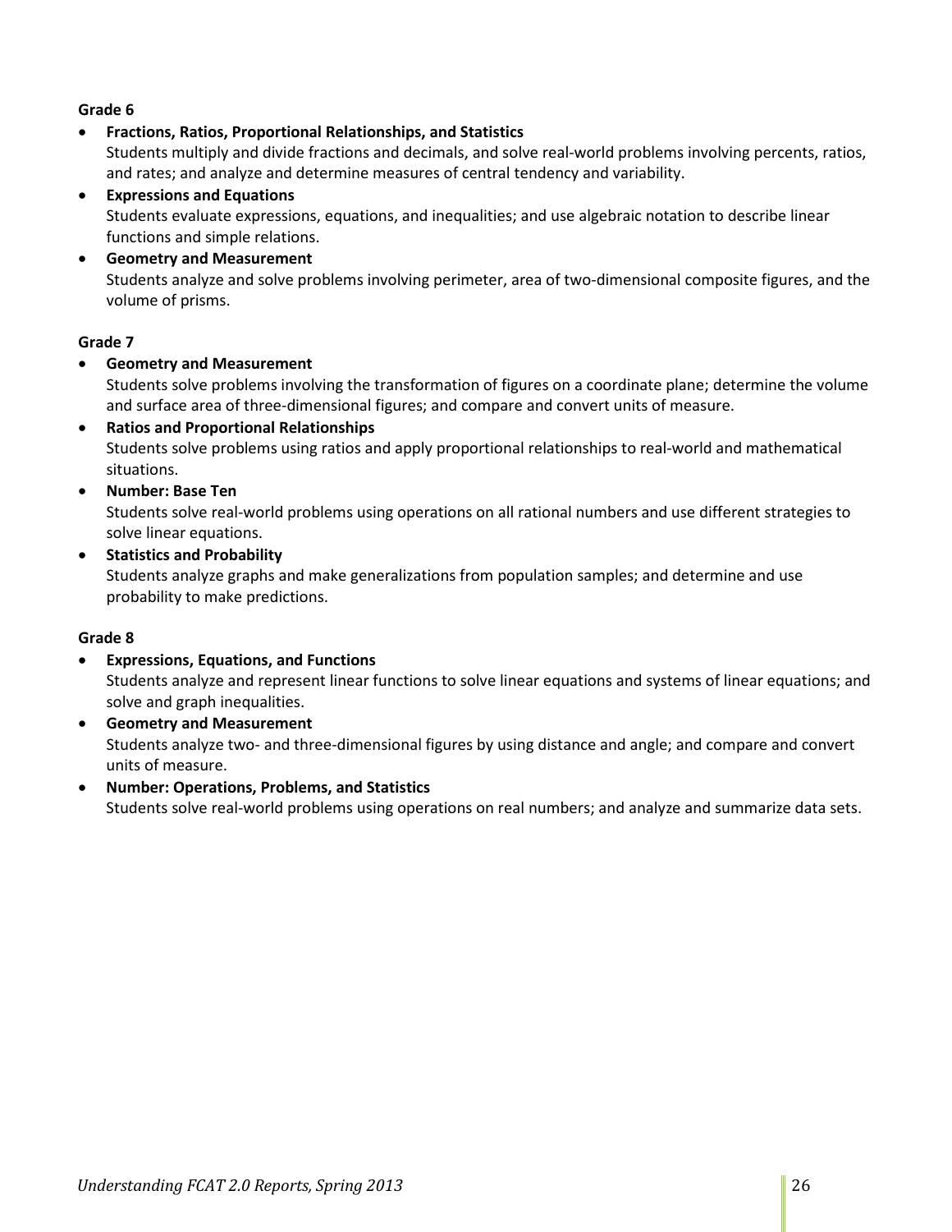**Grade 6**

- **Fractions, Ratios, Proportional Relationships, and Statistics**
  Students multiply and divide fractions and decimals, and solve real-world problems involving percents, ratios, and rates; and analyze and determine measures of central tendency and variability.
- **Expressions and Equations**
  Students evaluate expressions, equations, and inequalities; and use algebraic notation to describe linear functions and simple relations.
- **Geometry and Measurement**
  Students analyze and solve problems involving perimeter, area of two-dimensional composite figures, and the volume of prisms.

**Grade 7**

- **Geometry and Measurement**
  Students solve problems involving the transformation of figures on a coordinate plane; determine the volume and surface area of three-dimensional figures; and compare and convert units of measure.
- **Ratios and Proportional Relationships**
  Students solve problems using ratios and apply proportional relationships to real-world and mathematical situations.
- **Number: Base Ten**
  Students solve real-world problems using operations on all rational numbers and use different strategies to solve linear equations.
- **Statistics and Probability**
  Students analyze graphs and make generalizations from population samples; and determine and use probability to make predictions.

**Grade 8**

- **Expressions, Equations, and Functions**
  Students analyze and represent linear functions to solve linear equations and systems of linear equations; and solve and graph inequalities.
- **Geometry and Measurement**
  Students analyze two- and three-dimensional figures by using distance and angle; and compare and convert units of measure.
- **Number: Operations, Problems, and Statistics**
  Students solve real-world problems using operations on real numbers; and analyze and summarize data sets.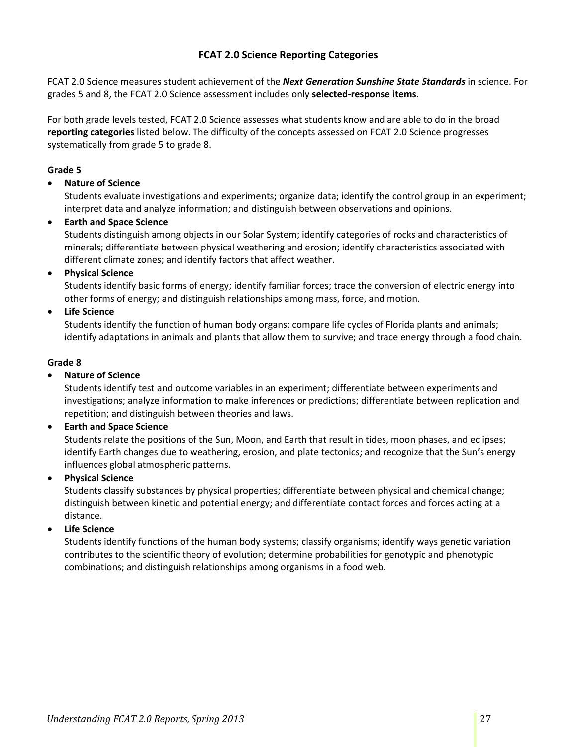## FCAT 2.0 Science Reporting Categories

FCAT 2.0 Science measures student achievement of the ***Next Generation Sunshine State Standards*** in science. For grades 5 and 8, the FCAT 2.0 Science assessment includes only **selected-response items**.

For both grade levels tested, FCAT 2.0 Science assesses what students know and are able to do in the broad **reporting categories** listed below. The difficulty of the concepts assessed on FCAT 2.0 Science progresses systematically from grade 5 to grade 8.

### Grade 5

- **Nature of Science**
  Students evaluate investigations and experiments; organize data; identify the control group in an experiment; interpret data and analyze information; and distinguish between observations and opinions.
- **Earth and Space Science**
  Students distinguish among objects in our Solar System; identify categories of rocks and characteristics of minerals; differentiate between physical weathering and erosion; identify characteristics associated with different climate zones; and identify factors that affect weather.
- **Physical Science**
  Students identify basic forms of energy; identify familiar forces; trace the conversion of electric energy into other forms of energy; and distinguish relationships among mass, force, and motion.
- **Life Science**
  Students identify the function of human body organs; compare life cycles of Florida plants and animals; identify adaptations in animals and plants that allow them to survive; and trace energy through a food chain.

### Grade 8

- **Nature of Science**
  Students identify test and outcome variables in an experiment; differentiate between experiments and investigations; analyze information to make inferences or predictions; differentiate between replication and repetition; and distinguish between theories and laws.
- **Earth and Space Science**
  Students relate the positions of the Sun, Moon, and Earth that result in tides, moon phases, and eclipses; identify Earth changes due to weathering, erosion, and plate tectonics; and recognize that the Sun's energy influences global atmospheric patterns.
- **Physical Science**
  Students classify substances by physical properties; differentiate between physical and chemical change; distinguish between kinetic and potential energy; and differentiate contact forces and forces acting at a distance.
- **Life Science**
  Students identify functions of the human body systems; classify organisms; identify ways genetic variation contributes to the scientific theory of evolution; determine probabilities for genotypic and phenotypic combinations; and distinguish relationships among organisms in a food web.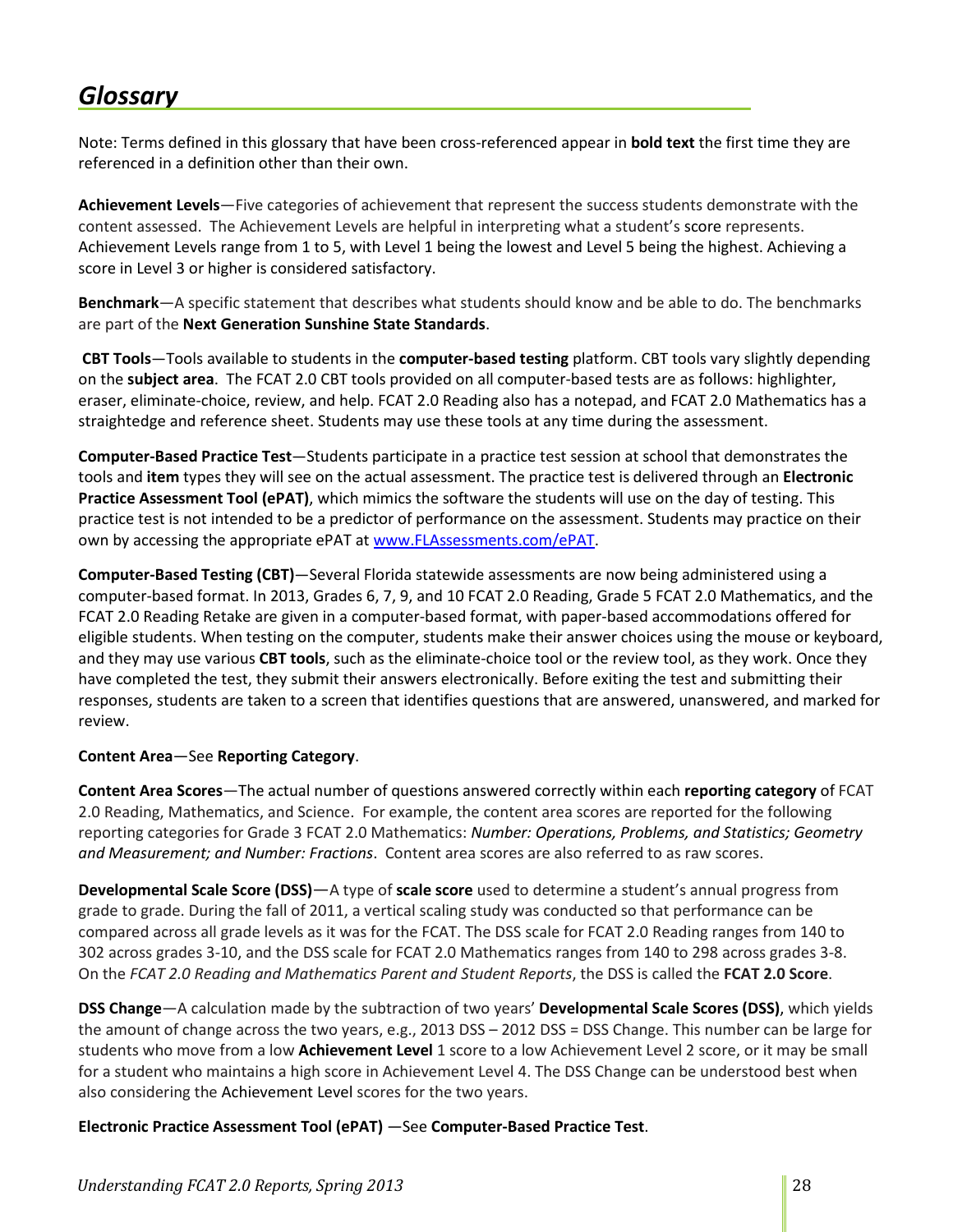# *Glossary*

Note: Terms defined in this glossary that have been cross-referenced appear in **bold text** the first time they are referenced in a definition other than their own.

**Achievement Levels**—Five categories of achievement that represent the success students demonstrate with the content assessed. The Achievement Levels are helpful in interpreting what a student's score represents. Achievement Levels range from 1 to 5, with Level 1 being the lowest and Level 5 being the highest. Achieving a score in Level 3 or higher is considered satisfactory.

**Benchmark**—A specific statement that describes what students should know and be able to do. The benchmarks are part of the **Next Generation Sunshine State Standards**.

**CBT Tools**—Tools available to students in the **computer-based testing** platform. CBT tools vary slightly depending on the **subject area**. The FCAT 2.0 CBT tools provided on all computer-based tests are as follows: highlighter, eraser, eliminate-choice, review, and help. FCAT 2.0 Reading also has a notepad, and FCAT 2.0 Mathematics has a straightedge and reference sheet. Students may use these tools at any time during the assessment.

**Computer-Based Practice Test**—Students participate in a practice test session at school that demonstrates the tools and **item** types they will see on the actual assessment. The practice test is delivered through an **Electronic Practice Assessment Tool (ePAT)**, which mimics the software the students will use on the day of testing. This practice test is not intended to be a predictor of performance on the assessment. Students may practice on their own by accessing the appropriate ePAT at www.FLAssessments.com/ePAT.

**Computer-Based Testing (CBT)**—Several Florida statewide assessments are now being administered using a computer-based format. In 2013, Grades 6, 7, 9, and 10 FCAT 2.0 Reading, Grade 5 FCAT 2.0 Mathematics, and the FCAT 2.0 Reading Retake are given in a computer-based format, with paper-based accommodations offered for eligible students. When testing on the computer, students make their answer choices using the mouse or keyboard, and they may use various **CBT tools**, such as the eliminate-choice tool or the review tool, as they work. Once they have completed the test, they submit their answers electronically. Before exiting the test and submitting their responses, students are taken to a screen that identifies questions that are answered, unanswered, and marked for review.

**Content Area**—See **Reporting Category**.

**Content Area Scores**—The actual number of questions answered correctly within each **reporting category** of FCAT 2.0 Reading, Mathematics, and Science. For example, the content area scores are reported for the following reporting categories for Grade 3 FCAT 2.0 Mathematics: *Number: Operations, Problems, and Statistics; Geometry and Measurement; and Number: Fractions*. Content area scores are also referred to as raw scores.

**Developmental Scale Score (DSS)**—A type of **scale score** used to determine a student's annual progress from grade to grade. During the fall of 2011, a vertical scaling study was conducted so that performance can be compared across all grade levels as it was for the FCAT. The DSS scale for FCAT 2.0 Reading ranges from 140 to 302 across grades 3-10, and the DSS scale for FCAT 2.0 Mathematics ranges from 140 to 298 across grades 3-8. On the *FCAT 2.0 Reading and Mathematics Parent and Student Reports*, the DSS is called the **FCAT 2.0 Score**.

**DSS Change**—A calculation made by the subtraction of two years' **Developmental Scale Scores (DSS)**, which yields the amount of change across the two years, e.g., 2013 DSS – 2012 DSS = DSS Change. This number can be large for students who move from a low **Achievement Level** 1 score to a low Achievement Level 2 score, or it may be small for a student who maintains a high score in Achievement Level 4. The DSS Change can be understood best when also considering the Achievement Level scores for the two years.

**Electronic Practice Assessment Tool (ePAT)** —See **Computer-Based Practice Test**.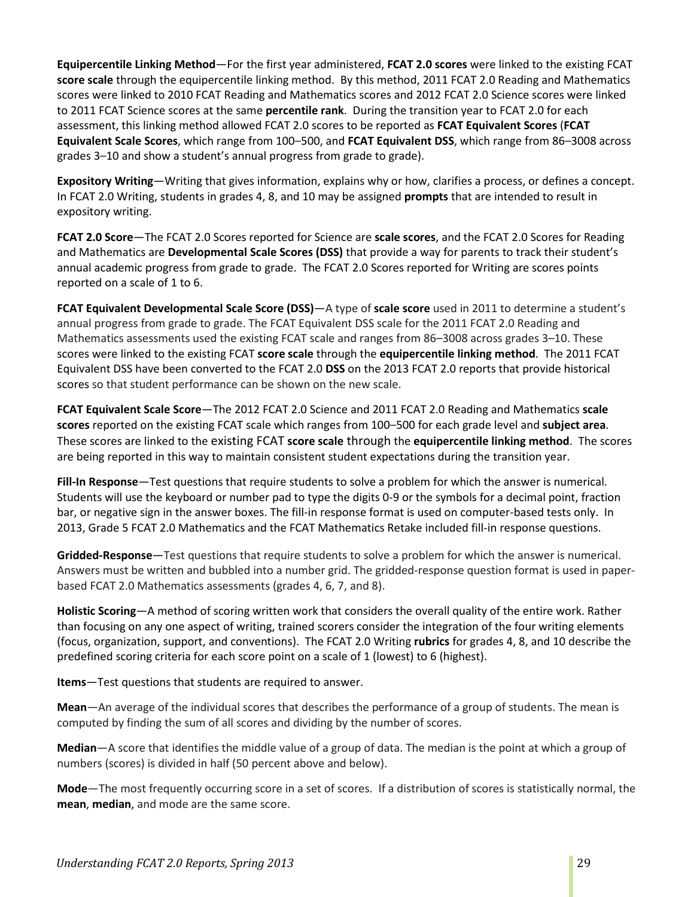**Equipercentile Linking Method**—For the first year administered, **FCAT 2.0 scores** were linked to the existing FCAT **score scale** through the equipercentile linking method. By this method, 2011 FCAT 2.0 Reading and Mathematics scores were linked to 2010 FCAT Reading and Mathematics scores and 2012 FCAT 2.0 Science scores were linked to 2011 FCAT Science scores at the same **percentile rank**. During the transition year to FCAT 2.0 for each assessment, this linking method allowed FCAT 2.0 scores to be reported as **FCAT Equivalent Scores** (**FCAT Equivalent Scale Scores**, which range from 100–500, and **FCAT Equivalent DSS**, which range from 86–3008 across grades 3–10 and show a student's annual progress from grade to grade).

**Expository Writing**—Writing that gives information, explains why or how, clarifies a process, or defines a concept. In FCAT 2.0 Writing, students in grades 4, 8, and 10 may be assigned **prompts** that are intended to result in expository writing.

**FCAT 2.0 Score**—The FCAT 2.0 Scores reported for Science are **scale scores**, and the FCAT 2.0 Scores for Reading and Mathematics are **Developmental Scale Scores (DSS)** that provide a way for parents to track their student's annual academic progress from grade to grade. The FCAT 2.0 Scores reported for Writing are scores points reported on a scale of 1 to 6.

**FCAT Equivalent Developmental Scale Score (DSS)**—A type of **scale score** used in 2011 to determine a student's annual progress from grade to grade. The FCAT Equivalent DSS scale for the 2011 FCAT 2.0 Reading and Mathematics assessments used the existing FCAT scale and ranges from 86–3008 across grades 3–10. These scores were linked to the existing FCAT **score scale** through the **equipercentile linking method**. The 2011 FCAT Equivalent DSS have been converted to the FCAT 2.0 **DSS** on the 2013 FCAT 2.0 reports that provide historical scores so that student performance can be shown on the new scale.

**FCAT Equivalent Scale Score**—The 2012 FCAT 2.0 Science and 2011 FCAT 2.0 Reading and Mathematics **scale scores** reported on the existing FCAT scale which ranges from 100–500 for each grade level and **subject area**. These scores are linked to the existing FCAT **score scale** through the **equipercentile linking method**. The scores are being reported in this way to maintain consistent student expectations during the transition year.

**Fill-In Response**—Test questions that require students to solve a problem for which the answer is numerical. Students will use the keyboard or number pad to type the digits 0-9 or the symbols for a decimal point, fraction bar, or negative sign in the answer boxes. The fill-in response format is used on computer-based tests only. In 2013, Grade 5 FCAT 2.0 Mathematics and the FCAT Mathematics Retake included fill-in response questions.

**Gridded-Response**—Test questions that require students to solve a problem for which the answer is numerical. Answers must be written and bubbled into a number grid. The gridded-response question format is used in paper-based FCAT 2.0 Mathematics assessments (grades 4, 6, 7, and 8).

**Holistic Scoring**—A method of scoring written work that considers the overall quality of the entire work. Rather than focusing on any one aspect of writing, trained scorers consider the integration of the four writing elements (focus, organization, support, and conventions). The FCAT 2.0 Writing **rubrics** for grades 4, 8, and 10 describe the predefined scoring criteria for each score point on a scale of 1 (lowest) to 6 (highest).

**Items**—Test questions that students are required to answer.

**Mean**—An average of the individual scores that describes the performance of a group of students. The mean is computed by finding the sum of all scores and dividing by the number of scores.

**Median**—A score that identifies the middle value of a group of data. The median is the point at which a group of numbers (scores) is divided in half (50 percent above and below).

**Mode**—The most frequently occurring score in a set of scores. If a distribution of scores is statistically normal, the **mean**, **median**, and mode are the same score.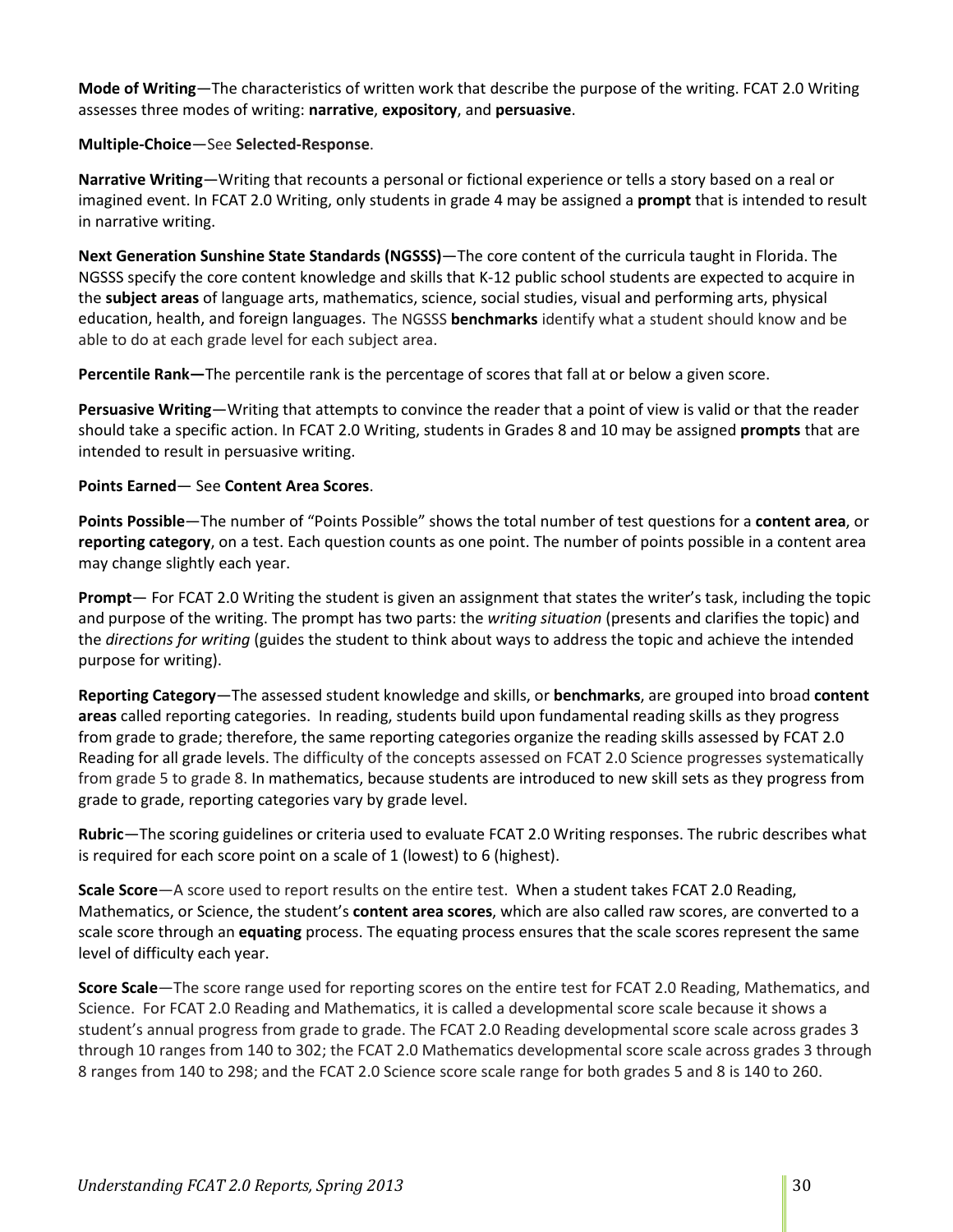**Mode of Writing**—The characteristics of written work that describe the purpose of the writing. FCAT 2.0 Writing assesses three modes of writing: **narrative**, **expository**, and **persuasive**.

**Multiple-Choice**—See **Selected-Response**.

**Narrative Writing**—Writing that recounts a personal or fictional experience or tells a story based on a real or imagined event. In FCAT 2.0 Writing, only students in grade 4 may be assigned a **prompt** that is intended to result in narrative writing.

**Next Generation Sunshine State Standards (NGSSS)**—The core content of the curricula taught in Florida. The NGSSS specify the core content knowledge and skills that K-12 public school students are expected to acquire in the **subject areas** of language arts, mathematics, science, social studies, visual and performing arts, physical education, health, and foreign languages. The NGSSS **benchmarks** identify what a student should know and be able to do at each grade level for each subject area.

**Percentile Rank—**The percentile rank is the percentage of scores that fall at or below a given score.

**Persuasive Writing**—Writing that attempts to convince the reader that a point of view is valid or that the reader should take a specific action. In FCAT 2.0 Writing, students in Grades 8 and 10 may be assigned **prompts** that are intended to result in persuasive writing.

**Points Earned**— See **Content Area Scores**.

**Points Possible**—The number of "Points Possible" shows the total number of test questions for a **content area**, or **reporting category**, on a test. Each question counts as one point. The number of points possible in a content area may change slightly each year.

**Prompt**— For FCAT 2.0 Writing the student is given an assignment that states the writer's task, including the topic and purpose of the writing. The prompt has two parts: the *writing situation* (presents and clarifies the topic) and the *directions for writing* (guides the student to think about ways to address the topic and achieve the intended purpose for writing).

**Reporting Category**—The assessed student knowledge and skills, or **benchmarks**, are grouped into broad **content areas** called reporting categories. In reading, students build upon fundamental reading skills as they progress from grade to grade; therefore, the same reporting categories organize the reading skills assessed by FCAT 2.0 Reading for all grade levels. The difficulty of the concepts assessed on FCAT 2.0 Science progresses systematically from grade 5 to grade 8. In mathematics, because students are introduced to new skill sets as they progress from grade to grade, reporting categories vary by grade level.

**Rubric**—The scoring guidelines or criteria used to evaluate FCAT 2.0 Writing responses. The rubric describes what is required for each score point on a scale of 1 (lowest) to 6 (highest).

**Scale Score**—A score used to report results on the entire test. When a student takes FCAT 2.0 Reading, Mathematics, or Science, the student's **content area scores**, which are also called raw scores, are converted to a scale score through an **equating** process. The equating process ensures that the scale scores represent the same level of difficulty each year.

**Score Scale**—The score range used for reporting scores on the entire test for FCAT 2.0 Reading, Mathematics, and Science. For FCAT 2.0 Reading and Mathematics, it is called a developmental score scale because it shows a student's annual progress from grade to grade. The FCAT 2.0 Reading developmental score scale across grades 3 through 10 ranges from 140 to 302; the FCAT 2.0 Mathematics developmental score scale across grades 3 through 8 ranges from 140 to 298; and the FCAT 2.0 Science score scale range for both grades 5 and 8 is 140 to 260.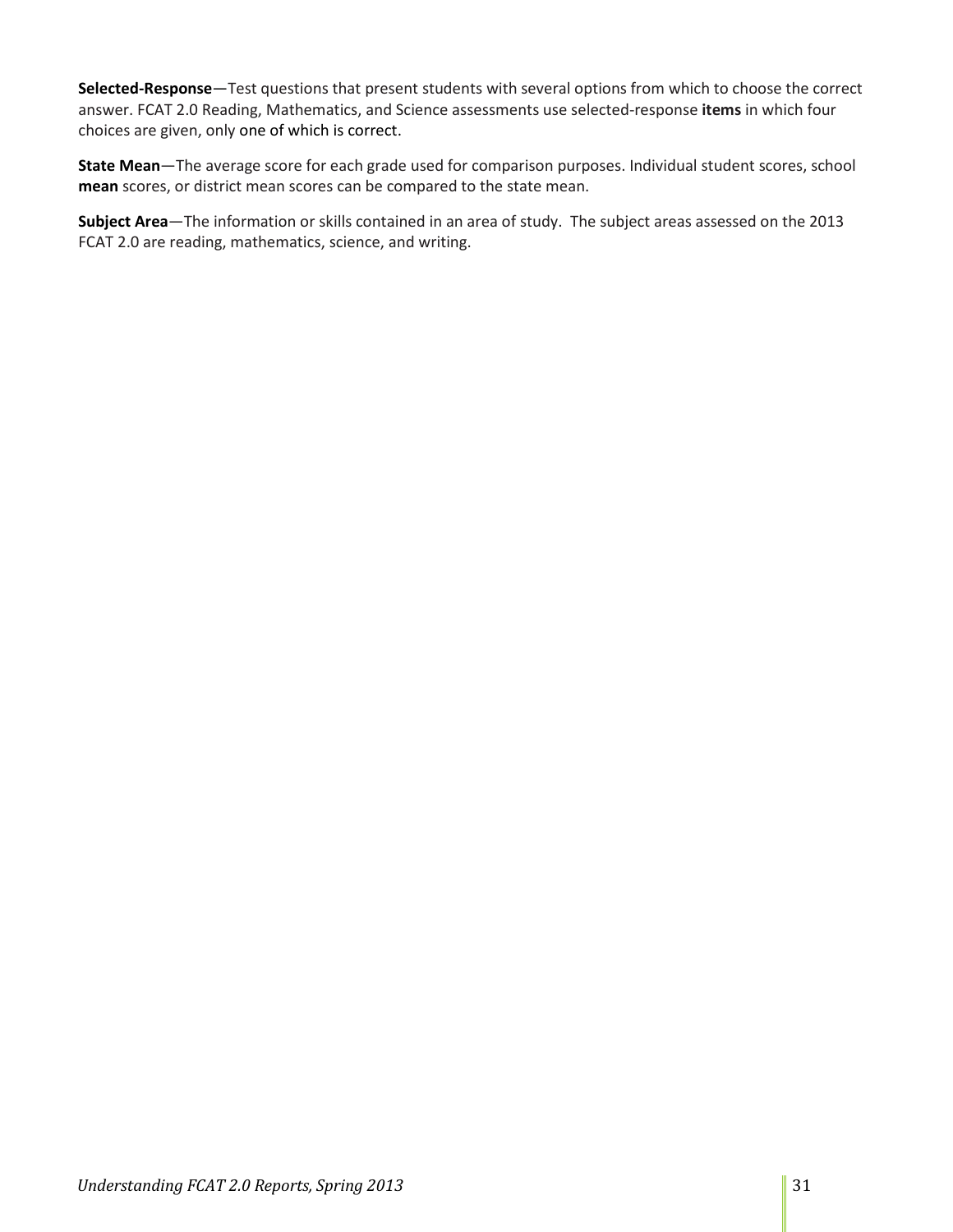**Selected-Response**—Test questions that present students with several options from which to choose the correct answer. FCAT 2.0 Reading, Mathematics, and Science assessments use selected-response **items** in which four choices are given, only one of which is correct.

**State Mean**—The average score for each grade used for comparison purposes. Individual student scores, school **mean** scores, or district mean scores can be compared to the state mean.

**Subject Area**—The information or skills contained in an area of study. The subject areas assessed on the 2013 FCAT 2.0 are reading, mathematics, science, and writing.